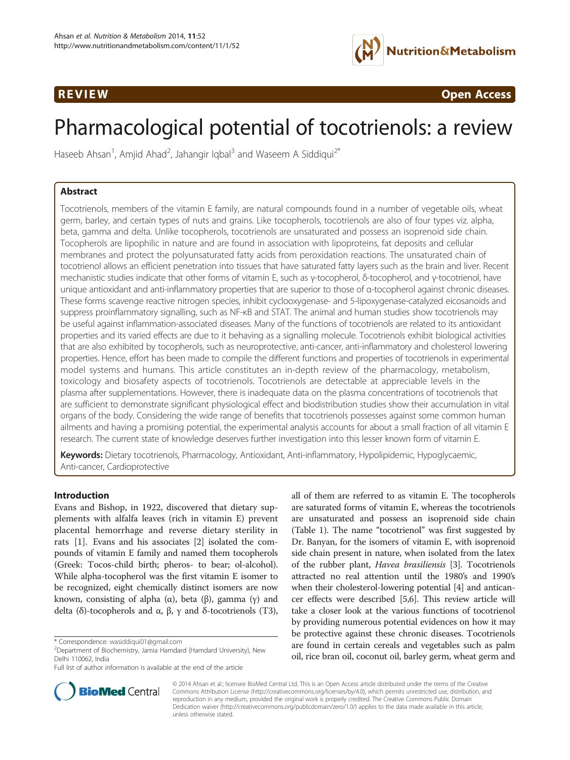REVIEW Open Access

# Pharmacological potential of tocotrienols: a review

Haseeb Ahsan[1], Amjid Ahad[2], Jahangir Iqbal[3] and Waseem A Siddiqui[2*]

## Abstract

Tocotrienols, members of the vitamin E family, are natural compounds found in a number of vegetable oils, wheat germ, barley, and certain types of nuts and grains. Like tocopherols, tocotrienols are also of four types viz. alpha, beta, gamma and delta. Unlike tocopherols, tocotrienols are unsaturated and possess an isoprenoid side chain. Tocopherols are lipophilic in nature and are found in association with lipoproteins, fat deposits and cellular membranes and protect the polyunsaturated fatty acids from peroxidation reactions. The unsaturated chain of tocotrienol allows an efficient penetration into tissues that have saturated fatty layers such as the brain and liver. Recent mechanistic studies indicate that other forms of vitamin E, such as γ-tocopherol, δ-tocopherol, and γ-tocotrienol, have unique antioxidant and anti-inflammatory properties that are superior to those of α-tocopherol against chronic diseases. These forms scavenge reactive nitrogen species, inhibit cyclooxygenase- and 5-lipoxygenase-catalyzed eicosanoids and suppress proinflammatory signalling, such as NF-κB and STAT. The animal and human studies show tocotrienols may be useful against inflammation-associated diseases. Many of the functions of tocotrienols are related to its antioxidant properties and its varied effects are due to it behaving as a signalling molecule. Tocotrienols exhibit biological activities that are also exhibited by tocopherols, such as neuroprotective, anti-cancer, anti-inflammatory and cholesterol lowering properties. Hence, effort has been made to compile the different functions and properties of tocotrienols in experimental model systems and humans. This article constitutes an in-depth review of the pharmacology, metabolism, toxicology and biosafety aspects of tocotrienols. Tocotrienols are detectable at appreciable levels in the plasma after supplementations. However, there is inadequate data on the plasma concentrations of tocotrienols that are sufficient to demonstrate significant physiological effect and biodistribution studies show their accumulation in vital organs of the body. Considering the wide range of benefits that tocotrienols possesses against some common human ailments and having a promising potential, the experimental analysis accounts for about a small fraction of all vitamin E research. The current state of knowledge deserves further investigation into this lesser known form of vitamin E.

**Keywords:** Dietary tocotrienols, Pharmacology, Antioxidant, Anti-inflammatory, Hypolipidemic, Hypoglycaemic, Anti-cancer, Cardioprotective

## Introduction

Evans and Bishop, in 1922, discovered that dietary supplements with alfalfa leaves (rich in vitamin E) prevent placental hemorrhage and reverse dietary sterility in rats [1]. Evans and his associates [2] isolated the compounds of vitamin E family and named them tocopherols (Greek: Tocos-child birth; pheros- to bear; ol-alcohol). While alpha-tocopherol was the first vitamin E isomer to be recognized, eight chemically distinct isomers are now known, consisting of alpha (α), beta (β), gamma (γ) and delta (δ)-tocopherols and α, β, γ and δ-tocotrienols (T3), all of them are referred to as vitamin E. The tocopherols are saturated forms of vitamin E, whereas the tocotrienols are unsaturated and possess an isoprenoid side chain (Table 1). The name "tocotrienol" was first suggested by Dr. Banyan, for the isomers of vitamin E, with isoprenoid side chain present in nature, when isolated from the latex of the rubber plant, *Havea brasiliensis* [3]. Tocotrienols attracted no real attention until the 1980's and 1990's when their cholesterol-lowering potential [4] and anticancer effects were described [5,6]. This review article will take a closer look at the various functions of tocotrienol by providing numerous potential evidences on how it may be protective against these chronic diseases. Tocotrienols are found in certain cereals and vegetables such as palm oil, rice bran oil, coconut oil, barley germ, wheat germ and

\* Correspondence: wasiddiqui01@gmail.com
[2]Department of Biochemistry, Jamia Hamdard (Hamdard University), New Delhi 110062, India
Full list of author information is available at the end of the article

© 2014 Ahsan et al.; licensee BioMed Central Ltd. This is an Open Access article distributed under the terms of the Creative Commons Attribution License (http://creativecommons.org/licenses/by/4.0), which permits unrestricted use, distribution, and reproduction in any medium, provided the original work is properly credited. The Creative Commons Public Domain Dedication waiver (http://creativecommons.org/publicdomain/zero/1.0/) applies to the data made available in this article, unless otherwise stated.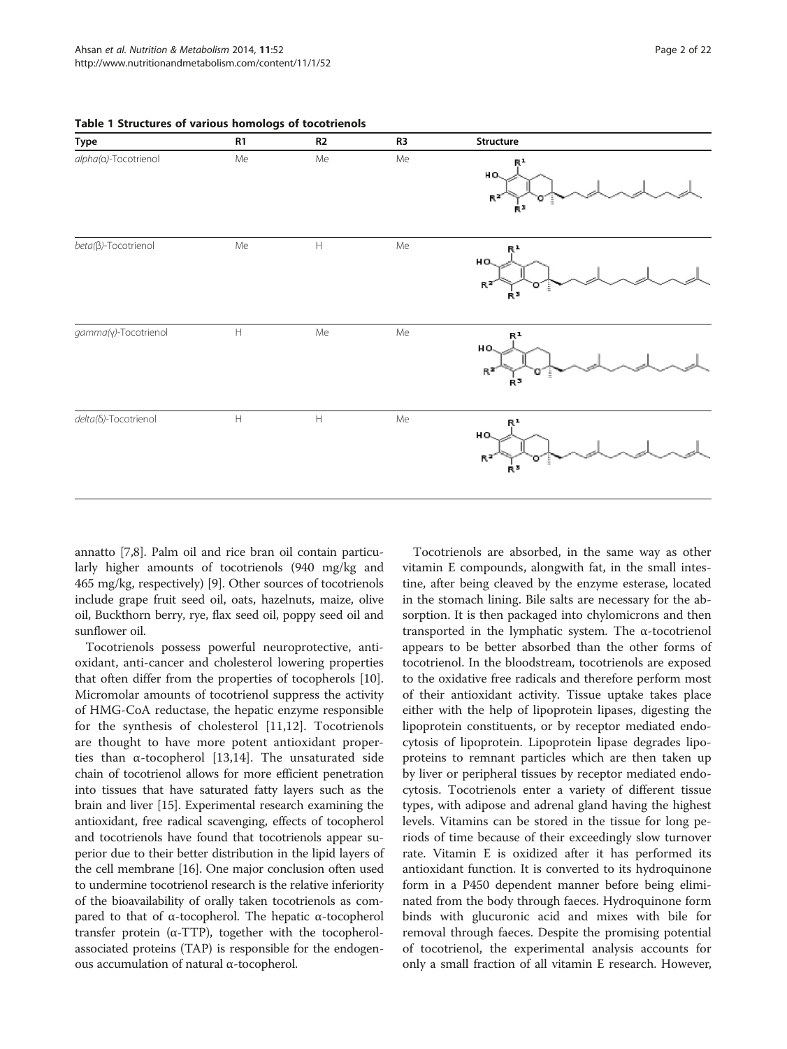**Table 1 Structures of various homologs of tocotrienols**

| Type | R1 | R2 | R3 | Structure |
|---|---|---|---|---|
| *alpha*(α)-Tocotrienol | Me | Me | Me | |
| *beta*(β)-Tocotrienol | Me | H | Me | |
| *gamma*(γ)-Tocotrienol | H | Me | Me | |
| *delta*(δ)-Tocotrienol | H | H | Me | |

annatto [7,8]. Palm oil and rice bran oil contain particularly higher amounts of tocotrienols (940 mg/kg and 465 mg/kg, respectively) [9]. Other sources of tocotrienols include grape fruit seed oil, oats, hazelnuts, maize, olive oil, Buckthorn berry, rye, flax seed oil, poppy seed oil and sunflower oil.

Tocotrienols possess powerful neuroprotective, antioxidant, anti-cancer and cholesterol lowering properties that often differ from the properties of tocopherols [10]. Micromolar amounts of tocotrienol suppress the activity of HMG-CoA reductase, the hepatic enzyme responsible for the synthesis of cholesterol [11,12]. Tocotrienols are thought to have more potent antioxidant properties than α-tocopherol [13,14]. The unsaturated side chain of tocotrienol allows for more efficient penetration into tissues that have saturated fatty layers such as the brain and liver [15]. Experimental research examining the antioxidant, free radical scavenging, effects of tocopherol and tocotrienols have found that tocotrienols appear superior due to their better distribution in the lipid layers of the cell membrane [16]. One major conclusion often used to undermine tocotrienol research is the relative inferiority of the bioavailability of orally taken tocotrienols as compared to that of α-tocopherol. The hepatic α-tocopherol transfer protein (α-TTP), together with the tocopherol-associated proteins (TAP) is responsible for the endogenous accumulation of natural α-tocopherol.

Tocotrienols are absorbed, in the same way as other vitamin E compounds, alongwith fat, in the small intestine, after being cleaved by the enzyme esterase, located in the stomach lining. Bile salts are necessary for the absorption. It is then packaged into chylomicrons and then transported in the lymphatic system. The α-tocotrienol appears to be better absorbed than the other forms of tocotrienol. In the bloodstream, tocotrienols are exposed to the oxidative free radicals and therefore perform most of their antioxidant activity. Tissue uptake takes place either with the help of lipoprotein lipases, digesting the lipoprotein constituents, or by receptor mediated endocytosis of lipoprotein. Lipoprotein lipase degrades lipoproteins to remnant particles which are then taken up by liver or peripheral tissues by receptor mediated endocytosis. Tocotrienols enter a variety of different tissue types, with adipose and adrenal gland having the highest levels. Vitamins can be stored in the tissue for long periods of time because of their exceedingly slow turnover rate. Vitamin E is oxidized after it has performed its antioxidant function. It is converted to its hydroquinone form in a P450 dependent manner before being eliminated from the body through faeces. Hydroquinone form binds with glucuronic acid and mixes with bile for removal through faeces. Despite the promising potential of tocotrienol, the experimental analysis accounts for only a small fraction of all vitamin E research. However,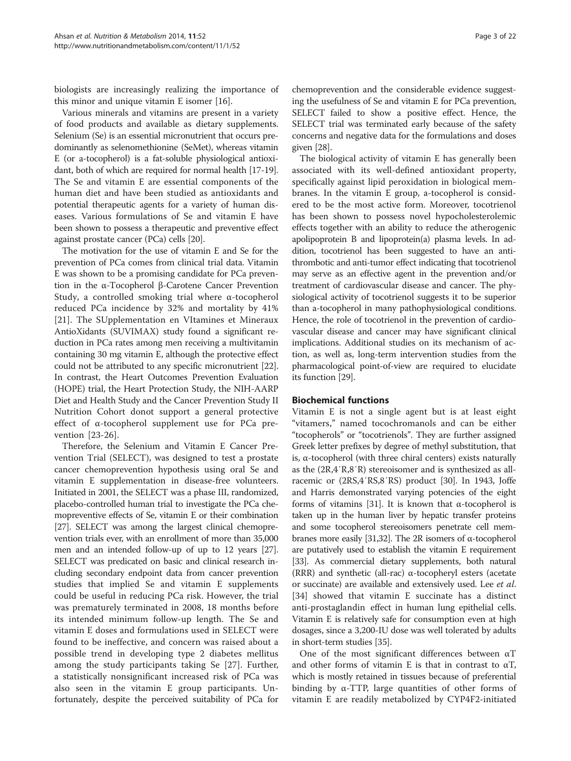biologists are increasingly realizing the importance of this minor and unique vitamin E isomer [16].

Various minerals and vitamins are present in a variety of food products and available as dietary supplements. Selenium (Se) is an essential micronutrient that occurs predominantly as selenomethionine (SeMet), whereas vitamin E (or a-tocopherol) is a fat-soluble physiological antioxidant, both of which are required for normal health [17-19]. The Se and vitamin E are essential components of the human diet and have been studied as antioxidants and potential therapeutic agents for a variety of human diseases. Various formulations of Se and vitamin E have been shown to possess a therapeutic and preventive effect against prostate cancer (PCa) cells [20].

The motivation for the use of vitamin E and Se for the prevention of PCa comes from clinical trial data. Vitamin E was shown to be a promising candidate for PCa prevention in the α-Tocopherol β-Carotene Cancer Prevention Study, a controlled smoking trial where α-tocopherol reduced PCa incidence by 32% and mortality by 41% [21]. The SUpplementation en VItamines et Mineraux AntioXidants (SUVIMAX) study found a significant reduction in PCa rates among men receiving a multivitamin containing 30 mg vitamin E, although the protective effect could not be attributed to any specific micronutrient [22]. In contrast, the Heart Outcomes Prevention Evaluation (HOPE) trial, the Heart Protection Study, the NIH-AARP Diet and Health Study and the Cancer Prevention Study II Nutrition Cohort donot support a general protective effect of α-tocopherol supplement use for PCa prevention [23-26].

Therefore, the Selenium and Vitamin E Cancer Prevention Trial (SELECT), was designed to test a prostate cancer chemoprevention hypothesis using oral Se and vitamin E supplementation in disease-free volunteers. Initiated in 2001, the SELECT was a phase III, randomized, placebo-controlled human trial to investigate the PCa chemopreventive effects of Se, vitamin E or their combination [27]. SELECT was among the largest clinical chemoprevention trials ever, with an enrollment of more than 35,000 men and an intended follow-up of up to 12 years [27]. SELECT was predicated on basic and clinical research including secondary endpoint data from cancer prevention studies that implied Se and vitamin E supplements could be useful in reducing PCa risk. However, the trial was prematurely terminated in 2008, 18 months before its intended minimum follow-up length. The Se and vitamin E doses and formulations used in SELECT were found to be ineffective, and concern was raised about a possible trend in developing type 2 diabetes mellitus among the study participants taking Se [27]. Further, a statistically nonsignificant increased risk of PCa was also seen in the vitamin E group participants. Unfortunately, despite the perceived suitability of PCa for chemoprevention and the considerable evidence suggesting the usefulness of Se and vitamin E for PCa prevention, SELECT failed to show a positive effect. Hence, the SELECT trial was terminated early because of the safety concerns and negative data for the formulations and doses given [28].

The biological activity of vitamin E has generally been associated with its well-defined antioxidant property, specifically against lipid peroxidation in biological membranes. In the vitamin E group, a-tocopherol is considered to be the most active form. Moreover, tocotrienol has been shown to possess novel hypocholesterolemic effects together with an ability to reduce the atherogenic apolipoprotein B and lipoprotein(a) plasma levels. In addition, tocotrienol has been suggested to have an antithrombotic and anti-tumor effect indicating that tocotrienol may serve as an effective agent in the prevention and/or treatment of cardiovascular disease and cancer. The physiological activity of tocotrienol suggests it to be superior than a-tocopherol in many pathophysiological conditions. Hence, the role of tocotrienol in the prevention of cardiovascular disease and cancer may have significant clinical implications. Additional studies on its mechanism of action, as well as, long-term intervention studies from the pharmacological point-of-view are required to elucidate its function [29].

## Biochemical functions

Vitamin E is not a single agent but is at least eight "vitamers," named tocochromanols and can be either "tocopherols" or "tocotrienols". They are further assigned Greek letter prefixes by degree of methyl substitution, that is, α-tocopherol (with three chiral centers) exists naturally as the (2R,4′R,8′R) stereoisomer and is synthesized as all-racemic or (2RS,4′RS,8′RS) product [30]. In 1943, Joffe and Harris demonstrated varying potencies of the eight forms of vitamins [31]. It is known that α-tocopherol is taken up in the human liver by hepatic transfer proteins and some tocopherol stereoisomers penetrate cell membranes more easily [31,32]. The 2R isomers of α-tocopherol are putatively used to establish the vitamin E requirement [33]. As commercial dietary supplements, both natural (RRR) and synthetic (all-rac) α-tocopheryl esters (acetate or succinate) are available and extensively used. Lee *et al.* [34] showed that vitamin E succinate has a distinct anti-prostaglandin effect in human lung epithelial cells. Vitamin E is relatively safe for consumption even at high dosages, since a 3,200-IU dose was well tolerated by adults in short-term studies [35].

One of the most significant differences between αT and other forms of vitamin E is that in contrast to αT, which is mostly retained in tissues because of preferential binding by α-TTP, large quantities of other forms of vitamin E are readily metabolized by CYP4F2-initiated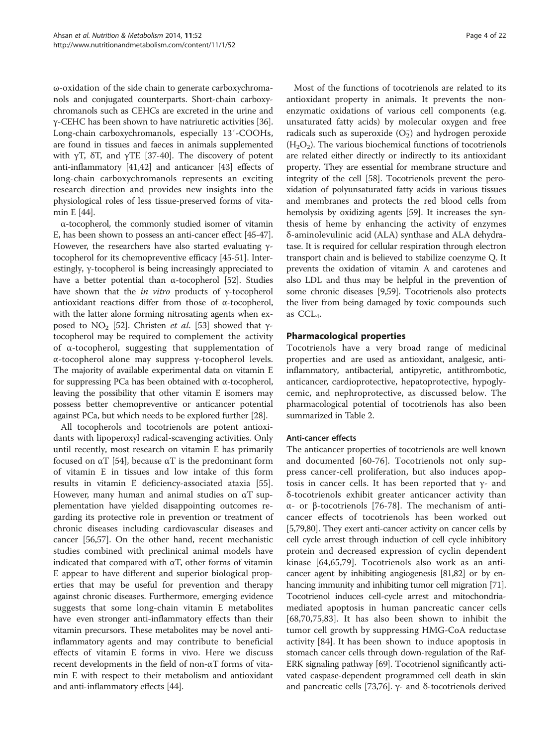ω-oxidation of the side chain to generate carboxychromanols and conjugated counterparts. Short-chain carboxychromanols such as CEHCs are excreted in the urine and γ-CEHC has been shown to have natriuretic activities [36]. Long-chain carboxychromanols, especially 13′-COOHs, are found in tissues and faeces in animals supplemented with γT, δT, and γTE [37-40]. The discovery of potent anti-inflammatory [41,42] and anticancer [43] effects of long-chain carboxychromanols represents an exciting research direction and provides new insights into the physiological roles of less tissue-preserved forms of vitamin E [44].

α-tocopherol, the commonly studied isomer of vitamin E, has been shown to possess an anti-cancer effect [45-47]. However, the researchers have also started evaluating γ-tocopherol for its chemopreventive efficacy [45-51]. Interestingly, γ-tocopherol is being increasingly appreciated to have a better potential than α-tocopherol [52]. Studies have shown that the *in vitro* products of γ-tocopherol antioxidant reactions differ from those of α-tocopherol, with the latter alone forming nitrosating agents when exposed to $NO_2$ [52]. Christen *et al*. [53] showed that γ-tocopherol may be required to complement the activity of α-tocopherol, suggesting that supplementation of α-tocopherol alone may suppress γ-tocopherol levels. The majority of available experimental data on vitamin E for suppressing PCa has been obtained with α-tocopherol, leaving the possibility that other vitamin E isomers may possess better chemopreventive or anticancer potential against PCa, but which needs to be explored further [28].

All tocopherols and tocotrienols are potent antioxidants with lipoperoxyl radical-scavenging activities. Only until recently, most research on vitamin E has primarily focused on αT [54], because αT is the predominant form of vitamin E in tissues and low intake of this form results in vitamin E deficiency-associated ataxia [55]. However, many human and animal studies on αT supplementation have yielded disappointing outcomes regarding its protective role in prevention or treatment of chronic diseases including cardiovascular diseases and cancer [56,57]. On the other hand, recent mechanistic studies combined with preclinical animal models have indicated that compared with αT, other forms of vitamin E appear to have different and superior biological properties that may be useful for prevention and therapy against chronic diseases. Furthermore, emerging evidence suggests that some long-chain vitamin E metabolites have even stronger anti-inflammatory effects than their vitamin precursors. These metabolites may be novel anti-inflammatory agents and may contribute to beneficial effects of vitamin E forms in vivo. Here we discuss recent developments in the field of non-αT forms of vitamin E with respect to their metabolism and antioxidant and anti-inflammatory effects [44].

Most of the functions of tocotrienols are related to its antioxidant property in animals. It prevents the non-enzymatic oxidations of various cell components (e.g. unsaturated fatty acids) by molecular oxygen and free radicals such as superoxide ($O_2^-$) and hydrogen peroxide ($H_2O_2$). The various biochemical functions of tocotrienols are related either directly or indirectly to its antioxidant property. They are essential for membrane structure and integrity of the cell [58]. Tocotrienols prevent the peroxidation of polyunsaturated fatty acids in various tissues and membranes and protects the red blood cells from hemolysis by oxidizing agents [59]. It increases the synthesis of heme by enhancing the activity of enzymes δ-aminolevulinic acid (ALA) synthase and ALA dehydratase. It is required for cellular respiration through electron transport chain and is believed to stabilize coenzyme Q. It prevents the oxidation of vitamin A and carotenes and also LDL and thus may be helpful in the prevention of some chronic diseases [9,59]. Tocotrienols also protects the liver from being damaged by toxic compounds such as $CCL_4$.

## Pharmacological properties

Tocotrienols have a very broad range of medicinal properties and are used as antioxidant, analgesic, anti-inflammatory, antibacterial, antipyretic, antithrombotic, anticancer, cardioprotective, hepatoprotective, hypoglycemic, and nephroprotective, as discussed below. The pharmacological potential of tocotrienols has also been summarized in Table 2.

### Anti-cancer effects

The anticancer properties of tocotrienols are well known and documented [60-76]. Tocotrienols not only suppress cancer-cell proliferation, but also induces apoptosis in cancer cells. It has been reported that γ- and δ-tocotrienols exhibit greater anticancer activity than α- or β-tocotrienols [76-78]. The mechanism of anticancer effects of tocotrienols has been worked out [5,79,80]. They exert anti-cancer activity on cancer cells by cell cycle arrest through induction of cell cycle inhibitory protein and decreased expression of cyclin dependent kinase [64,65,79]. Tocotrienols also work as an anticancer agent by inhibiting angiogenesis [81,82] or by enhancing immunity and inhibiting tumor cell migration [71]. Tocotrienol induces cell-cycle arrest and mitochondria-mediated apoptosis in human pancreatic cancer cells [68,70,75,83]. It has also been shown to inhibit the tumor cell growth by suppressing HMG-CoA reductase activity [84]. It has been shown to induce apoptosis in stomach cancer cells through down-regulation of the Raf-ERK signaling pathway [69]. Tocotrienol significantly activated caspase-dependent programmed cell death in skin and pancreatic cells [73,76]. γ- and δ-tocotrienols derived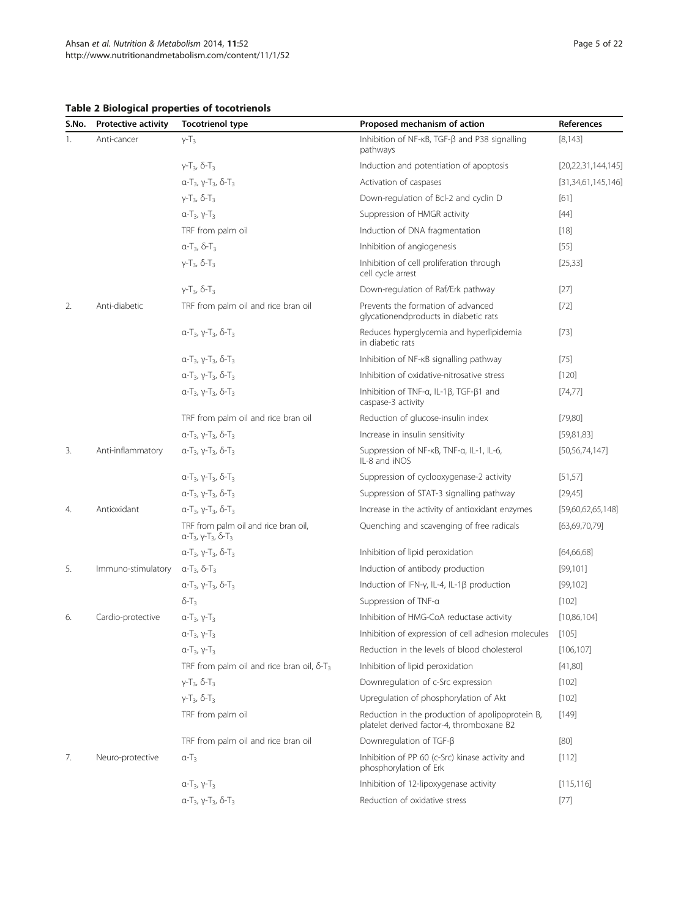**Table 2 Biological properties of tocotrienols**

| S.No. | Protective activity | Tocotrienol type | Proposed mechanism of action | References |
|---|---|---|---|---|
| 1. | Anti-cancer | $\gamma$-$T_3$ | Inhibition of NF-κB, TGF-β and P38 signalling pathways | [8,143] |
| | | $\gamma$-$T_3$, $\delta$-$T_3$ | Induction and potentiation of apoptosis | [20,22,31,144,145] |
| | | $\alpha$-$T_3$, $\gamma$-$T_3$, $\delta$-$T_3$ | Activation of caspases | [31,34,61,145,146] |
| | | $\gamma$-$T_3$, $\delta$-$T_3$ | Down-regulation of Bcl-2 and cyclin D | [61] |
| | | $\alpha$-$T_3$, $\gamma$-$T_3$ | Suppression of HMGR activity | [44] |
| | | TRF from palm oil | Induction of DNA fragmentation | [18] |
| | | $\alpha$-$T_3$, $\delta$-$T_3$ | Inhibition of angiogenesis | [55] |
| | | $\gamma$-$T_3$, $\delta$-$T_3$ | Inhibition of cell proliferation through cell cycle arrest | [25,33] |
| | | $\gamma$-$T_3$, $\delta$-$T_3$ | Down-regulation of Raf/Erk pathway | [27] |
| 2. | Anti-diabetic | TRF from palm oil and rice bran oil | Prevents the formation of advanced glycationendproducts in diabetic rats | [72] |
| | | $\alpha$-$T_3$, $\gamma$-$T_3$, $\delta$-$T_3$ | Reduces hyperglycemia and hyperlipidemia in diabetic rats | [73] |
| | | $\alpha$-$T_3$, $\gamma$-$T_3$, $\delta$-$T_3$ | Inhibition of NF-κB signalling pathway | [75] |
| | | $\alpha$-$T_3$, $\gamma$-$T_3$, $\delta$-$T_3$ | Inhibition of oxidative-nitrosative stress | [120] |
| | | $\alpha$-$T_3$, $\gamma$-$T_3$, $\delta$-$T_3$ | Inhibition of TNF-α, IL-1β, TGF-β1 and caspase-3 activity | [74,77] |
| | | TRF from palm oil and rice bran oil | Reduction of glucose-insulin index | [79,80] |
| | | $\alpha$-$T_3$, $\gamma$-$T_3$, $\delta$-$T_3$ | Increase in insulin sensitivity | [59,81,83] |
| 3. | Anti-inflammatory | $\alpha$-$T_3$, $\gamma$-$T_3$, $\delta$-$T_3$ | Suppression of NF-κB, TNF-α, IL-1, IL-6, IL-8 and iNOS | [50,56,74,147] |
| | | $\alpha$-$T_3$, $\gamma$-$T_3$, $\delta$-$T_3$ | Suppression of cyclooxygenase-2 activity | [51,57] |
| | | $\alpha$-$T_3$, $\gamma$-$T_3$, $\delta$-$T_3$ | Suppression of STAT-3 signalling pathway | [29,45] |
| 4. | Antioxidant | $\alpha$-$T_3$, $\gamma$-$T_3$, $\delta$-$T_3$ | Increase in the activity of antioxidant enzymes | [59,60,62,65,148] |
| | | TRF from palm oil and rice bran oil, $\alpha$-$T_3$, $\gamma$-$T_3$, $\delta$-$T_3$ | Quenching and scavenging of free radicals | [63,69,70,79] |
| | | $\alpha$-$T_3$, $\gamma$-$T_3$, $\delta$-$T_3$ | Inhibition of lipid peroxidation | [64,66,68] |
| 5. | Immuno-stimulatory | $\alpha$-$T_3$, $\delta$-$T_3$ | Induction of antibody production | [99,101] |
| | | $\alpha$-$T_3$, $\gamma$-$T_3$, $\delta$-$T_3$ | Induction of IFN-γ, IL-4, IL-1β production | [99,102] |
| | | $\delta$-$T_3$ | Suppression of TNF-α | [102] |
| 6. | Cardio-protective | $\alpha$-$T_3$, $\gamma$-$T_3$ | Inhibition of HMG-CoA reductase activity | [10,86,104] |
| | | $\alpha$-$T_3$, $\gamma$-$T_3$ | Inhibition of expression of cell adhesion molecules | [105] |
| | | $\alpha$-$T_3$, $\gamma$-$T_3$ | Reduction in the levels of blood cholesterol | [106,107] |
| | | TRF from palm oil and rice bran oil, $\delta$-$T_3$ | Inhibition of lipid peroxidation | [41,80] |
| | | $\gamma$-$T_3$, $\delta$-$T_3$ | Downregulation of c-Src expression | [102] |
| | | $\gamma$-$T_3$, $\delta$-$T_3$ | Upregulation of phosphorylation of Akt | [102] |
| | | TRF from palm oil | Reduction in the production of apolipoprotein B, platelet derived factor-4, thromboxane B2 | [149] |
| | | TRF from palm oil and rice bran oil | Downregulation of TGF-β | [80] |
| 7. | Neuro-protective | $\alpha$-$T_3$ | Inhibition of PP 60 (c-Src) kinase activity and phosphorylation of Erk | [112] |
| | | $\alpha$-$T_3$, $\gamma$-$T_3$ | Inhibition of 12-lipoxygenase activity | [115,116] |
| | | $\alpha$-$T_3$, $\gamma$-$T_3$, $\delta$-$T_3$ | Reduction of oxidative stress | [77] |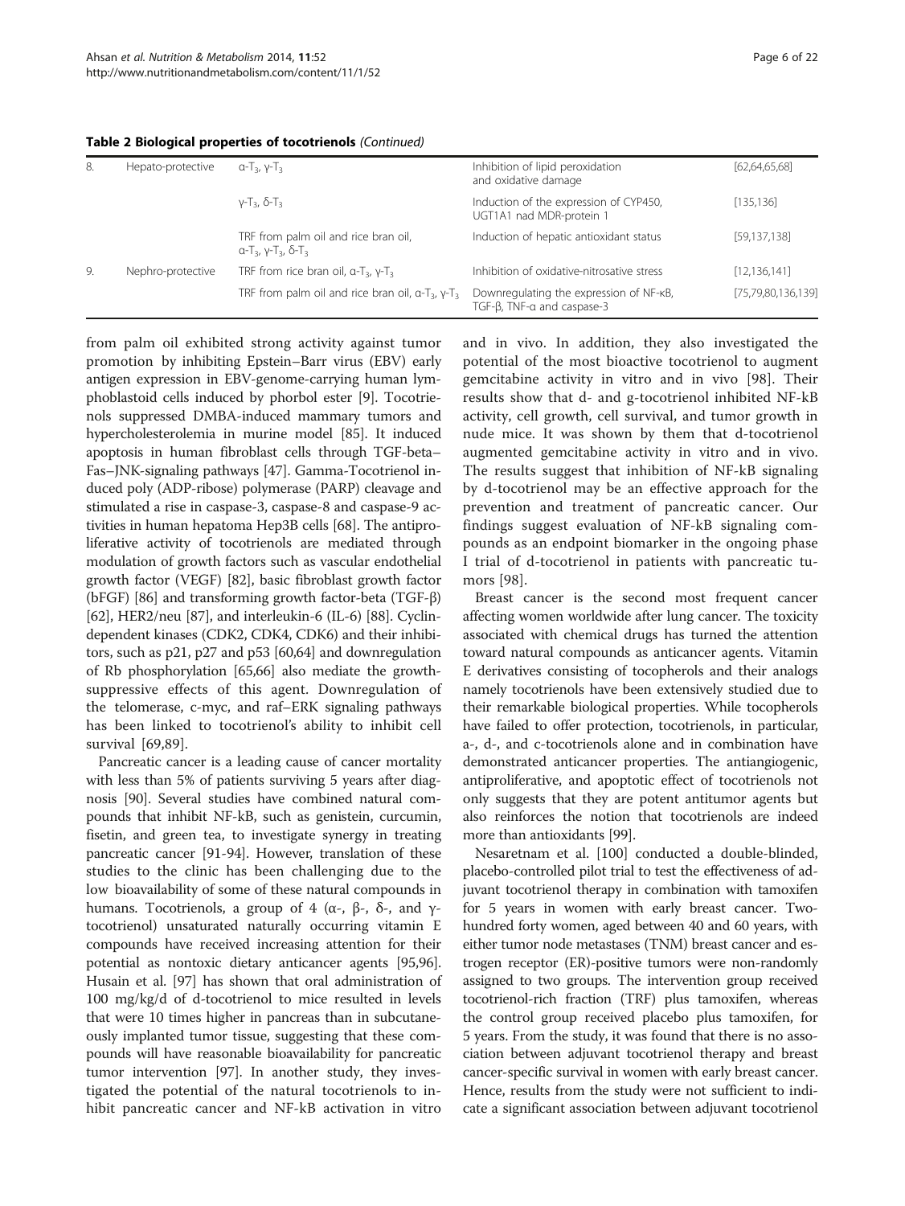**Table 2 Biological properties of tocotrienols** *(Continued)*

| | | | | |
|---|---|---|---|---|
| 8. | Hepato-protective | $\alpha$-$T_3$, $\gamma$-$T_3$ | Inhibition of lipid peroxidation and oxidative damage | [62,64,65,68] |
| | | $\gamma$-$T_3$, $\delta$-$T_3$ | Induction of the expression of CYP450, UGT1A1 nad MDR-protein 1 | [135,136] |
| | | TRF from palm oil and rice bran oil, $\alpha$-$T_3$, $\gamma$-$T_3$, $\delta$-$T_3$ | Induction of hepatic antioxidant status | [59,137,138] |
| 9. | Nephro-protective | TRF from rice bran oil, $\alpha$-$T_3$, $\gamma$-$T_3$ | Inhibition of oxidative-nitrosative stress | [12,136,141] |
| | | TRF from palm oil and rice bran oil, $\alpha$-$T_3$, $\gamma$-$T_3$ | Downregulating the expression of NF-κB, TGF-β, TNF-α and caspase-3 | [75,79,80,136,139] |

from palm oil exhibited strong activity against tumor promotion by inhibiting Epstein–Barr virus (EBV) early antigen expression in EBV-genome-carrying human lymphoblastoid cells induced by phorbol ester [9]. Tocotrienols suppressed DMBA-induced mammary tumors and hypercholesterolemia in murine model [85]. It induced apoptosis in human fibroblast cells through TGF-beta–Fas–JNK-signaling pathways [47]. Gamma-Tocotrienol induced poly (ADP-ribose) polymerase (PARP) cleavage and stimulated a rise in caspase-3, caspase-8 and caspase-9 activities in human hepatoma Hep3B cells [68]. The antiproliferative activity of tocotrienols are mediated through modulation of growth factors such as vascular endothelial growth factor (VEGF) [82], basic fibroblast growth factor (bFGF) [86] and transforming growth factor-beta (TGF-β) [62], HER2/neu [87], and interleukin-6 (IL-6) [88]. Cyclin-dependent kinases (CDK2, CDK4, CDK6) and their inhibitors, such as p21, p27 and p53 [60,64] and downregulation of Rb phosphorylation [65,66] also mediate the growth-suppressive effects of this agent. Downregulation of the telomerase, c-myc, and raf–ERK signaling pathways has been linked to tocotrienol's ability to inhibit cell survival [69,89].

Pancreatic cancer is a leading cause of cancer mortality with less than 5% of patients surviving 5 years after diagnosis [90]. Several studies have combined natural compounds that inhibit NF-kB, such as genistein, curcumin, fisetin, and green tea, to investigate synergy in treating pancreatic cancer [91-94]. However, translation of these studies to the clinic has been challenging due to the low bioavailability of some of these natural compounds in humans. Tocotrienols, a group of 4 (α-, β-, δ-, and γ-tocotrienol) unsaturated naturally occurring vitamin E compounds have received increasing attention for their potential as nontoxic dietary anticancer agents [95,96]. Husain et al. [97] has shown that oral administration of 100 mg/kg/d of d-tocotrienol to mice resulted in levels that were 10 times higher in pancreas than in subcutaneously implanted tumor tissue, suggesting that these compounds will have reasonable bioavailability for pancreatic tumor intervention [97]. In another study, they investigated the potential of the natural tocotrienols to inhibit pancreatic cancer and NF-kB activation in vitro and in vivo. In addition, they also investigated the potential of the most bioactive tocotrienol to augment gemcitabine activity in vitro and in vivo [98]. Their results show that d- and g-tocotrienol inhibited NF-kB activity, cell growth, cell survival, and tumor growth in nude mice. It was shown by them that d-tocotrienol augmented gemcitabine activity in vitro and in vivo. The results suggest that inhibition of NF-kB signaling by d-tocotrienol may be an effective approach for the prevention and treatment of pancreatic cancer. Our findings suggest evaluation of NF-kB signaling compounds as an endpoint biomarker in the ongoing phase I trial of d-tocotrienol in patients with pancreatic tumors [98].

Breast cancer is the second most frequent cancer affecting women worldwide after lung cancer. The toxicity associated with chemical drugs has turned the attention toward natural compounds as anticancer agents. Vitamin E derivatives consisting of tocopherols and their analogs namely tocotrienols have been extensively studied due to their remarkable biological properties. While tocopherols have failed to offer protection, tocotrienols, in particular, a-, d-, and c-tocotrienols alone and in combination have demonstrated anticancer properties. The antiangiogenic, antiproliferative, and apoptotic effect of tocotrienols not only suggests that they are potent antitumor agents but also reinforces the notion that tocotrienols are indeed more than antioxidants [99].

Nesaretnam et al. [100] conducted a double-blinded, placebo-controlled pilot trial to test the effectiveness of adjuvant tocotrienol therapy in combination with tamoxifen for 5 years in women with early breast cancer. Two-hundred forty women, aged between 40 and 60 years, with either tumor node metastases (TNM) breast cancer and estrogen receptor (ER)-positive tumors were non-randomly assigned to two groups. The intervention group received tocotrienol-rich fraction (TRF) plus tamoxifen, whereas the control group received placebo plus tamoxifen, for 5 years. From the study, it was found that there is no association between adjuvant tocotrienol therapy and breast cancer-specific survival in women with early breast cancer. Hence, results from the study were not sufficient to indicate a significant association between adjuvant tocotrienol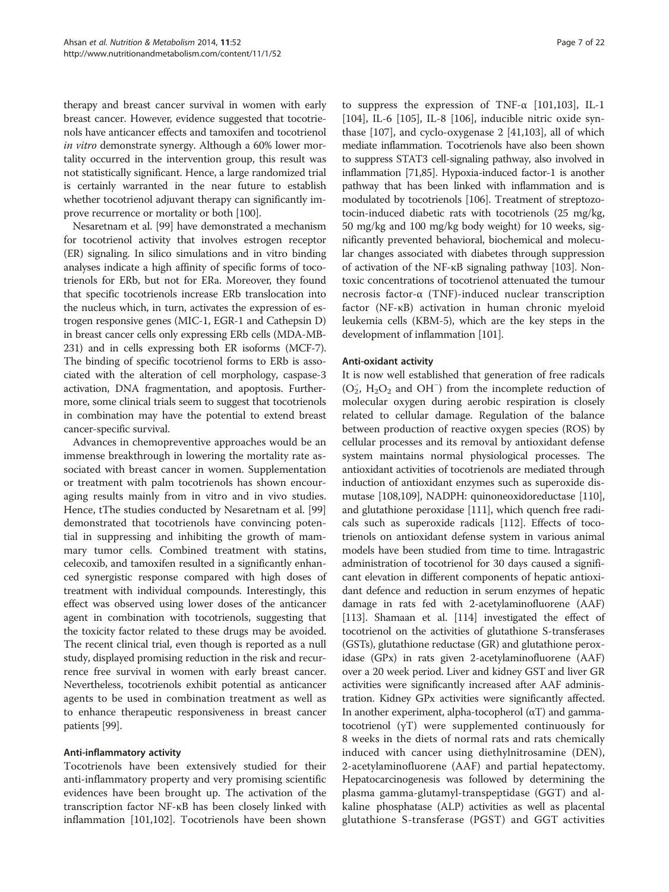therapy and breast cancer survival in women with early breast cancer. However, evidence suggested that tocotrienols have anticancer effects and tamoxifen and tocotrienol *in vitro* demonstrate synergy. Although a 60% lower mortality occurred in the intervention group, this result was not statistically significant. Hence, a large randomized trial is certainly warranted in the near future to establish whether tocotrienol adjuvant therapy can significantly improve recurrence or mortality or both [100].

Nesaretnam et al. [99] have demonstrated a mechanism for tocotrienol activity that involves estrogen receptor (ER) signaling. In silico simulations and in vitro binding analyses indicate a high affinity of specific forms of tocotrienols for ERb, but not for ERa. Moreover, they found that specific tocotrienols increase ERb translocation into the nucleus which, in turn, activates the expression of estrogen responsive genes (MIC-1, EGR-1 and Cathepsin D) in breast cancer cells only expressing ERb cells (MDA-MB-231) and in cells expressing both ER isoforms (MCF-7). The binding of specific tocotrienol forms to ERb is associated with the alteration of cell morphology, caspase-3 activation, DNA fragmentation, and apoptosis. Furthermore, some clinical trials seem to suggest that tocotrienols in combination may have the potential to extend breast cancer-specific survival.

Advances in chemopreventive approaches would be an immense breakthrough in lowering the mortality rate associated with breast cancer in women. Supplementation or treatment with palm tocotrienols has shown encouraging results mainly from in vitro and in vivo studies. Hence, tThe studies conducted by Nesaretnam et al. [99] demonstrated that tocotrienols have convincing potential in suppressing and inhibiting the growth of mammary tumor cells. Combined treatment with statins, celecoxib, and tamoxifen resulted in a significantly enhanced synergistic response compared with high doses of treatment with individual compounds. Interestingly, this effect was observed using lower doses of the anticancer agent in combination with tocotrienols, suggesting that the toxicity factor related to these drugs may be avoided. The recent clinical trial, even though is reported as a null study, displayed promising reduction in the risk and recurrence free survival in women with early breast cancer. Nevertheless, tocotrienols exhibit potential as anticancer agents to be used in combination treatment as well as to enhance therapeutic responsiveness in breast cancer patients [99].

#### Anti-inflammatory activity

Tocotrienols have been extensively studied for their anti-inflammatory property and very promising scientific evidences have been brought up. The activation of the transcription factor NF-κB has been closely linked with inflammation [101,102]. Tocotrienols have been shown to suppress the expression of TNF-α [101,103], IL-1 [104], IL-6 [105], IL-8 [106], inducible nitric oxide synthase [107], and cyclo-oxygenase 2 [41,103], all of which mediate inflammation. Tocotrienols have also been shown to suppress STAT3 cell-signaling pathway, also involved in inflammation [71,85]. Hypoxia-induced factor-1 is another pathway that has been linked with inflammation and is modulated by tocotrienols [106]. Treatment of streptozotocin-induced diabetic rats with tocotrienols (25 mg/kg, 50 mg/kg and 100 mg/kg body weight) for 10 weeks, significantly prevented behavioral, biochemical and molecular changes associated with diabetes through suppression of activation of the NF-κB signaling pathway [103]. Non-toxic concentrations of tocotrienol attenuated the tumour necrosis factor-α (TNF)-induced nuclear transcription factor (NF-κB) activation in human chronic myeloid leukemia cells (KBM-5), which are the key steps in the development of inflammation [101].

#### Anti-oxidant activity

It is now well established that generation of free radicals ($O_2^-$, $H_2O_2$ and $OH^-$) from the incomplete reduction of molecular oxygen during aerobic respiration is closely related to cellular damage. Regulation of the balance between production of reactive oxygen species (ROS) by cellular processes and its removal by antioxidant defense system maintains normal physiological processes. The antioxidant activities of tocotrienols are mediated through induction of antioxidant enzymes such as superoxide dismutase [108,109], NADPH: quinoneoxidoreductase [110], and glutathione peroxidase [111], which quench free radicals such as superoxide radicals [112]. Effects of tocotrienols on antioxidant defense system in various animal models have been studied from time to time. lntragastric administration of tocotrienol for 30 days caused a significant elevation in different components of hepatic antioxidant defence and reduction in serum enzymes of hepatic damage in rats fed with 2-acetylaminofluorene (AAF) [113]. Shamaan et al. [114] investigated the effect of tocotrienol on the activities of glutathione S-transferases (GSTs), glutathione reductase (GR) and glutathione peroxidase (GPx) in rats given 2-acetylaminofluorene (AAF) over a 20 week period. Liver and kidney GST and liver GR activities were significantly increased after AAF administration. Kidney GPx activities were significantly affected. In another experiment, alpha-tocopherol (αT) and gamma-tocotrienol (γT) were supplemented continuously for 8 weeks in the diets of normal rats and rats chemically induced with cancer using diethylnitrosamine (DEN), 2-acetylaminofluorene (AAF) and partial hepatectomy. Hepatocarcinogenesis was followed by determining the plasma gamma-glutamyl-transpeptidase (GGT) and alkaline phosphatase (ALP) activities as well as placental glutathione S-transferase (PGST) and GGT activities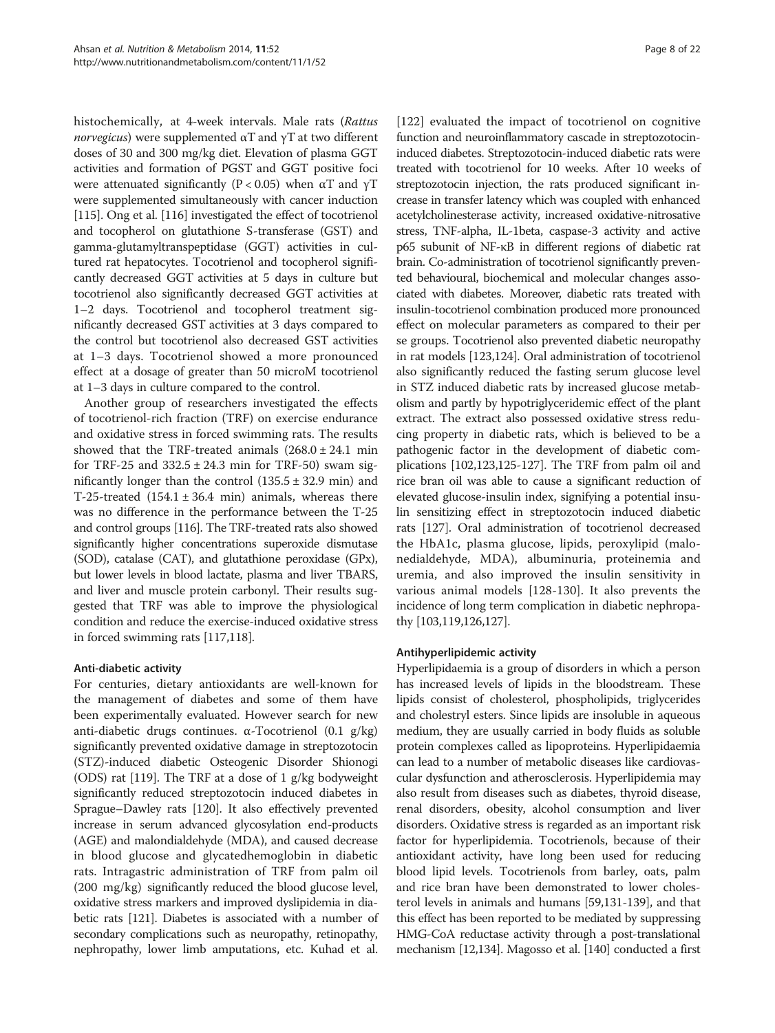histochemically, at 4-week intervals. Male rats (*Rattus norvegicus*) were supplemented αT and γT at two different doses of 30 and 300 mg/kg diet. Elevation of plasma GGT activities and formation of PGST and GGT positive foci were attenuated significantly ($P < 0.05$) when αT and γT were supplemented simultaneously with cancer induction [115]. Ong et al. [116] investigated the effect of tocotrienol and tocopherol on glutathione S-transferase (GST) and gamma-glutamyltranspeptidase (GGT) activities in cultured rat hepatocytes. Tocotrienol and tocopherol significantly decreased GGT activities at 5 days in culture but tocotrienol also significantly decreased GGT activities at 1–2 days. Tocotrienol and tocopherol treatment significantly decreased GST activities at 3 days compared to the control but tocotrienol also decreased GST activities at 1–3 days. Tocotrienol showed a more pronounced effect at a dosage of greater than 50 microM tocotrienol at 1–3 days in culture compared to the control.

Another group of researchers investigated the effects of tocotrienol-rich fraction (TRF) on exercise endurance and oxidative stress in forced swimming rats. The results showed that the TRF-treated animals (268.0 ± 24.1 min for TRF-25 and 332.5 ± 24.3 min for TRF-50) swam significantly longer than the control (135.5 ± 32.9 min) and T-25-treated (154.1 ± 36.4 min) animals, whereas there was no difference in the performance between the T-25 and control groups [116]. The TRF-treated rats also showed significantly higher concentrations superoxide dismutase (SOD), catalase (CAT), and glutathione peroxidase (GPx), but lower levels in blood lactate, plasma and liver TBARS, and liver and muscle protein carbonyl. Their results suggested that TRF was able to improve the physiological condition and reduce the exercise-induced oxidative stress in forced swimming rats [117,118].

#### Anti-diabetic activity

For centuries, dietary antioxidants are well-known for the management of diabetes and some of them have been experimentally evaluated. However search for new anti-diabetic drugs continues. α-Tocotrienol (0.1 g/kg) significantly prevented oxidative damage in streptozotocin (STZ)-induced diabetic Osteogenic Disorder Shionogi (ODS) rat [119]. The TRF at a dose of 1 g/kg bodyweight significantly reduced streptozotocin induced diabetes in Sprague–Dawley rats [120]. It also effectively prevented increase in serum advanced glycosylation end-products (AGE) and malondialdehyde (MDA), and caused decrease in blood glucose and glycatedhemoglobin in diabetic rats. Intragastric administration of TRF from palm oil (200 mg/kg) significantly reduced the blood glucose level, oxidative stress markers and improved dyslipidemia in diabetic rats [121]. Diabetes is associated with a number of secondary complications such as neuropathy, retinopathy, nephropathy, lower limb amputations, etc. Kuhad et al. [122] evaluated the impact of tocotrienol on cognitive function and neuroinflammatory cascade in streptozotocin-induced diabetes. Streptozotocin-induced diabetic rats were treated with tocotrienol for 10 weeks. After 10 weeks of streptozotocin injection, the rats produced significant increase in transfer latency which was coupled with enhanced acetylcholinesterase activity, increased oxidative-nitrosative stress, TNF-alpha, IL-1beta, caspase-3 activity and active p65 subunit of NF-κB in different regions of diabetic rat brain. Co-administration of tocotrienol significantly prevented behavioural, biochemical and molecular changes associated with diabetes. Moreover, diabetic rats treated with insulin-tocotrienol combination produced more pronounced effect on molecular parameters as compared to their per se groups. Tocotrienol also prevented diabetic neuropathy in rat models [123,124]. Oral administration of tocotrienol also significantly reduced the fasting serum glucose level in STZ induced diabetic rats by increased glucose metabolism and partly by hypotriglyceridemic effect of the plant extract. The extract also possessed oxidative stress reducing property in diabetic rats, which is believed to be a pathogenic factor in the development of diabetic complications [102,123,125-127]. The TRF from palm oil and rice bran oil was able to cause a significant reduction of elevated glucose-insulin index, signifying a potential insulin sensitizing effect in streptozotocin induced diabetic rats [127]. Oral administration of tocotrienol decreased the HbA1c, plasma glucose, lipids, peroxylipid (malonedialdehyde, MDA), albuminuria, proteinemia and uremia, and also improved the insulin sensitivity in various animal models [128-130]. It also prevents the incidence of long term complication in diabetic nephropathy [103,119,126,127].

#### Antihyperlipidemic activity

Hyperlipidaemia is a group of disorders in which a person has increased levels of lipids in the bloodstream. These lipids consist of cholesterol, phospholipids, triglycerides and cholestryl esters. Since lipids are insoluble in aqueous medium, they are usually carried in body fluids as soluble protein complexes called as lipoproteins. Hyperlipidaemia can lead to a number of metabolic diseases like cardiovascular dysfunction and atherosclerosis. Hyperlipidemia may also result from diseases such as diabetes, thyroid disease, renal disorders, obesity, alcohol consumption and liver disorders. Oxidative stress is regarded as an important risk factor for hyperlipidemia. Tocotrienols, because of their antioxidant activity, have long been used for reducing blood lipid levels. Tocotrienols from barley, oats, palm and rice bran have been demonstrated to lower cholesterol levels in animals and humans [59,131-139], and that this effect has been reported to be mediated by suppressing HMG-CoA reductase activity through a post-translational mechanism [12,134]. Magosso et al. [140] conducted a first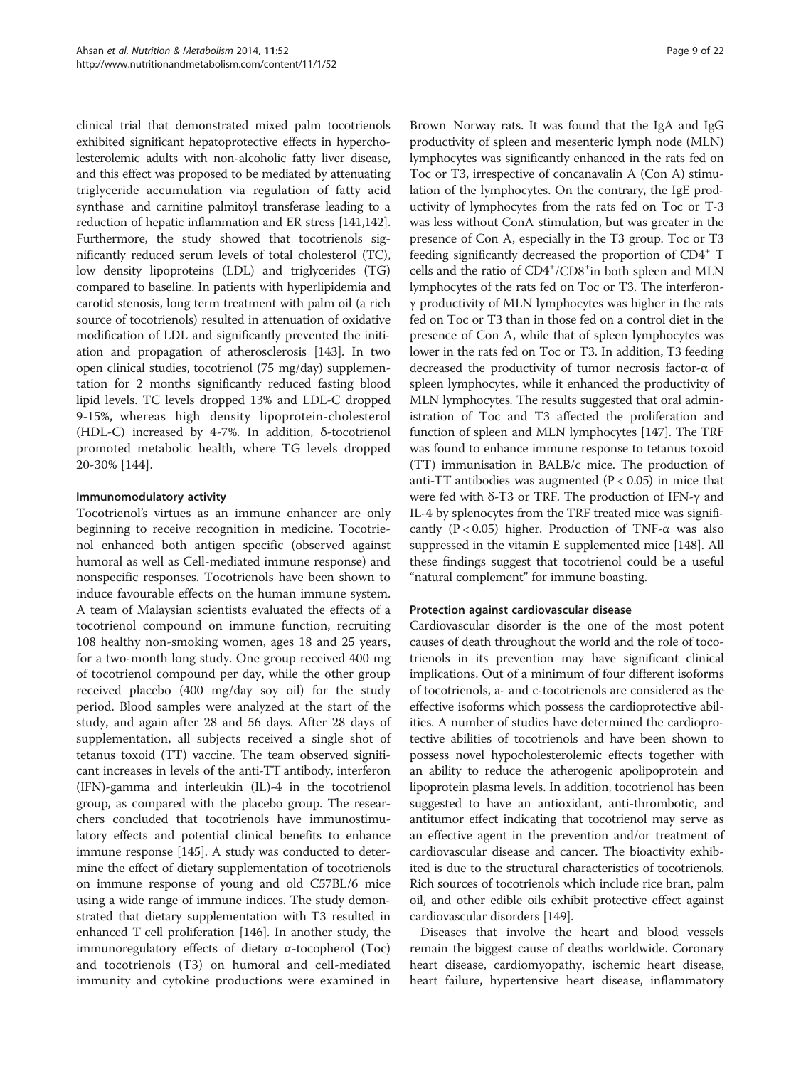clinical trial that demonstrated mixed palm tocotrienols exhibited significant hepatoprotective effects in hypercholesterolemic adults with non-alcoholic fatty liver disease, and this effect was proposed to be mediated by attenuating triglyceride accumulation via regulation of fatty acid synthase and carnitine palmitoyl transferase leading to a reduction of hepatic inflammation and ER stress [141,142]. Furthermore, the study showed that tocotrienols significantly reduced serum levels of total cholesterol (TC), low density lipoproteins (LDL) and triglycerides (TG) compared to baseline. In patients with hyperlipidemia and carotid stenosis, long term treatment with palm oil (a rich source of tocotrienols) resulted in attenuation of oxidative modification of LDL and significantly prevented the initiation and propagation of atherosclerosis [143]. In two open clinical studies, tocotrienol (75 mg/day) supplementation for 2 months significantly reduced fasting blood lipid levels. TC levels dropped 13% and LDL-C dropped 9-15%, whereas high density lipoprotein-cholesterol (HDL-C) increased by 4-7%. In addition, δ-tocotrienol promoted metabolic health, where TG levels dropped 20-30% [144].

#### Immunomodulatory activity

Tocotrienol's virtues as an immune enhancer are only beginning to receive recognition in medicine. Tocotrienol enhanced both antigen specific (observed against humoral as well as Cell-mediated immune response) and nonspecific responses. Tocotrienols have been shown to induce favourable effects on the human immune system. A team of Malaysian scientists evaluated the effects of a tocotrienol compound on immune function, recruiting 108 healthy non-smoking women, ages 18 and 25 years, for a two-month long study. One group received 400 mg of tocotrienol compound per day, while the other group received placebo (400 mg/day soy oil) for the study period. Blood samples were analyzed at the start of the study, and again after 28 and 56 days. After 28 days of supplementation, all subjects received a single shot of tetanus toxoid (TT) vaccine. The team observed significant increases in levels of the anti-TT antibody, interferon (IFN)-gamma and interleukin (IL)-4 in the tocotrienol group, as compared with the placebo group. The researchers concluded that tocotrienols have immunostimulatory effects and potential clinical benefits to enhance immune response [145]. A study was conducted to determine the effect of dietary supplementation of tocotrienols on immune response of young and old C57BL/6 mice using a wide range of immune indices. The study demonstrated that dietary supplementation with T3 resulted in enhanced T cell proliferation [146]. In another study, the immunoregulatory effects of dietary α-tocopherol (Toc) and tocotrienols (T3) on humoral and cell-mediated immunity and cytokine productions were examined in Brown Norway rats. It was found that the IgA and IgG productivity of spleen and mesenteric lymph node (MLN) lymphocytes was significantly enhanced in the rats fed on Toc or T3, irrespective of concanavalin A (Con A) stimulation of the lymphocytes. On the contrary, the IgE productivity of lymphocytes from the rats fed on Toc or T-3 was less without ConA stimulation, but was greater in the presence of Con A, especially in the T3 group. Toc or T3 feeding significantly decreased the proportion of $CD4^+$ T cells and the ratio of $CD4^+/CD8^+$in both spleen and MLN lymphocytes of the rats fed on Toc or T3. The interferon-γ productivity of MLN lymphocytes was higher in the rats fed on Toc or T3 than in those fed on a control diet in the presence of Con A, while that of spleen lymphocytes was lower in the rats fed on Toc or T3. In addition, T3 feeding decreased the productivity of tumor necrosis factor-α of spleen lymphocytes, while it enhanced the productivity of MLN lymphocytes. The results suggested that oral administration of Toc and T3 affected the proliferation and function of spleen and MLN lymphocytes [147]. The TRF was found to enhance immune response to tetanus toxoid (TT) immunisation in BALB/c mice. The production of anti-TT antibodies was augmented ($P < 0.05$) in mice that were fed with δ-T3 or TRF. The production of IFN-γ and IL-4 by splenocytes from the TRF treated mice was significantly ($P < 0.05$) higher. Production of TNF-α was also suppressed in the vitamin E supplemented mice [148]. All these findings suggest that tocotrienol could be a useful "natural complement" for immune boasting.

#### Protection against cardiovascular disease

Cardiovascular disorder is the one of the most potent causes of death throughout the world and the role of tocotrienols in its prevention may have significant clinical implications. Out of a minimum of four different isoforms of tocotrienols, a- and c-tocotrienols are considered as the effective isoforms which possess the cardioprotective abilities. A number of studies have determined the cardioprotective abilities of tocotrienols and have been shown to possess novel hypocholesterolemic effects together with an ability to reduce the atherogenic apolipoprotein and lipoprotein plasma levels. In addition, tocotrienol has been suggested to have an antioxidant, anti-thrombotic, and antitumor effect indicating that tocotrienol may serve as an effective agent in the prevention and/or treatment of cardiovascular disease and cancer. The bioactivity exhibited is due to the structural characteristics of tocotrienols. Rich sources of tocotrienols which include rice bran, palm oil, and other edible oils exhibit protective effect against cardiovascular disorders [149].

Diseases that involve the heart and blood vessels remain the biggest cause of deaths worldwide. Coronary heart disease, cardiomyopathy, ischemic heart disease, heart failure, hypertensive heart disease, inflammatory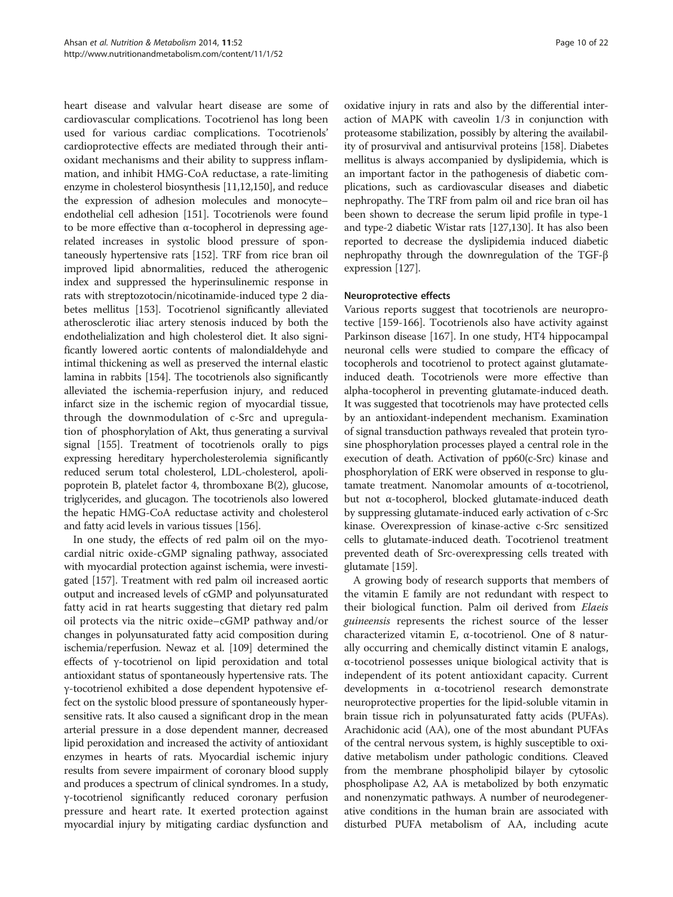heart disease and valvular heart disease are some of cardiovascular complications. Tocotrienol has long been used for various cardiac complications. Tocotrienols' cardioprotective effects are mediated through their antioxidant mechanisms and their ability to suppress inflammation, and inhibit HMG-CoA reductase, a rate-limiting enzyme in cholesterol biosynthesis [11,12,150], and reduce the expression of adhesion molecules and monocyte–endothelial cell adhesion [151]. Tocotrienols were found to be more effective than α-tocopherol in depressing age-related increases in systolic blood pressure of spontaneously hypertensive rats [152]. TRF from rice bran oil improved lipid abnormalities, reduced the atherogenic index and suppressed the hyperinsulinemic response in rats with streptozotocin/nicotinamide-induced type 2 diabetes mellitus [153]. Tocotrienol significantly alleviated atherosclerotic iliac artery stenosis induced by both the endothelialization and high cholesterol diet. It also significantly lowered aortic contents of malondialdehyde and intimal thickening as well as preserved the internal elastic lamina in rabbits [154]. The tocotrienols also significantly alleviated the ischemia-reperfusion injury, and reduced infarct size in the ischemic region of myocardial tissue, through the downmodulation of c-Src and upregulation of phosphorylation of Akt, thus generating a survival signal [155]. Treatment of tocotrienols orally to pigs expressing hereditary hypercholesterolemia significantly reduced serum total cholesterol, LDL-cholesterol, apolipoprotein B, platelet factor 4, thromboxane B(2), glucose, triglycerides, and glucagon. The tocotrienols also lowered the hepatic HMG-CoA reductase activity and cholesterol and fatty acid levels in various tissues [156].

In one study, the effects of red palm oil on the myocardial nitric oxide-cGMP signaling pathway, associated with myocardial protection against ischemia, were investigated [157]. Treatment with red palm oil increased aortic output and increased levels of cGMP and polyunsaturated fatty acid in rat hearts suggesting that dietary red palm oil protects via the nitric oxide–cGMP pathway and/or changes in polyunsaturated fatty acid composition during ischemia/reperfusion. Newaz et al. [109] determined the effects of γ-tocotrienol on lipid peroxidation and total antioxidant status of spontaneously hypertensive rats. The γ-tocotrienol exhibited a dose dependent hypotensive effect on the systolic blood pressure of spontaneously hypersensitive rats. It also caused a significant drop in the mean arterial pressure in a dose dependent manner, decreased lipid peroxidation and increased the activity of antioxidant enzymes in hearts of rats. Myocardial ischemic injury results from severe impairment of coronary blood supply and produces a spectrum of clinical syndromes. In a study, γ-tocotrienol significantly reduced coronary perfusion pressure and heart rate. It exerted protection against myocardial injury by mitigating cardiac dysfunction and oxidative injury in rats and also by the differential interaction of MAPK with caveolin 1/3 in conjunction with proteasome stabilization, possibly by altering the availability of prosurvival and antisurvival proteins [158]. Diabetes mellitus is always accompanied by dyslipidemia, which is an important factor in the pathogenesis of diabetic complications, such as cardiovascular diseases and diabetic nephropathy. The TRF from palm oil and rice bran oil has been shown to decrease the serum lipid profile in type-1 and type-2 diabetic Wistar rats [127,130]. It has also been reported to decrease the dyslipidemia induced diabetic nephropathy through the downregulation of the TGF-β expression [127].

### Neuroprotective effects

Various reports suggest that tocotrienols are neuroprotective [159-166]. Tocotrienols also have activity against Parkinson disease [167]. In one study, HT4 hippocampal neuronal cells were studied to compare the efficacy of tocopherols and tocotrienol to protect against glutamate-induced death. Tocotrienols were more effective than alpha-tocopherol in preventing glutamate-induced death. It was suggested that tocotrienols may have protected cells by an antioxidant-independent mechanism. Examination of signal transduction pathways revealed that protein tyrosine phosphorylation processes played a central role in the execution of death. Activation of pp60(c-Src) kinase and phosphorylation of ERK were observed in response to glutamate treatment. Nanomolar amounts of α-tocotrienol, but not α-tocopherol, blocked glutamate-induced death by suppressing glutamate-induced early activation of c-Src kinase. Overexpression of kinase-active c-Src sensitized cells to glutamate-induced death. Tocotrienol treatment prevented death of Src-overexpressing cells treated with glutamate [159].

A growing body of research supports that members of the vitamin E family are not redundant with respect to their biological function. Palm oil derived from *Elaeis guineensis* represents the richest source of the lesser characterized vitamin E, α-tocotrienol. One of 8 naturally occurring and chemically distinct vitamin E analogs, α-tocotrienol possesses unique biological activity that is independent of its potent antioxidant capacity. Current developments in α-tocotrienol research demonstrate neuroprotective properties for the lipid-soluble vitamin in brain tissue rich in polyunsaturated fatty acids (PUFAs). Arachidonic acid (AA), one of the most abundant PUFAs of the central nervous system, is highly susceptible to oxidative metabolism under pathologic conditions. Cleaved from the membrane phospholipid bilayer by cytosolic phospholipase A2, AA is metabolized by both enzymatic and nonenzymatic pathways. A number of neurodegenerative conditions in the human brain are associated with disturbed PUFA metabolism of AA, including acute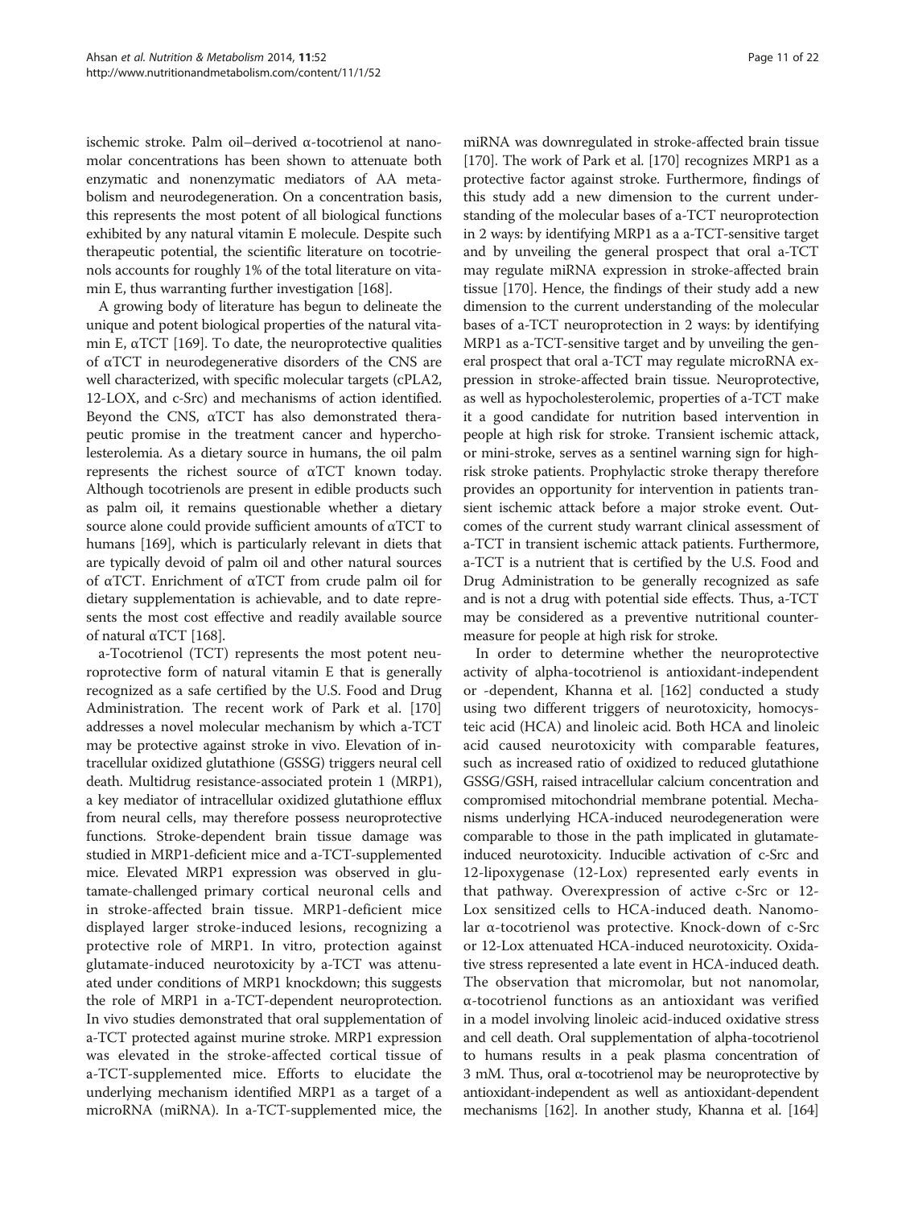ischemic stroke. Palm oil–derived α-tocotrienol at nanomolar concentrations has been shown to attenuate both enzymatic and nonenzymatic mediators of AA metabolism and neurodegeneration. On a concentration basis, this represents the most potent of all biological functions exhibited by any natural vitamin E molecule. Despite such therapeutic potential, the scientific literature on tocotrienols accounts for roughly 1% of the total literature on vitamin E, thus warranting further investigation [168].

A growing body of literature has begun to delineate the unique and potent biological properties of the natural vitamin E, αTCT [169]. To date, the neuroprotective qualities of αTCT in neurodegenerative disorders of the CNS are well characterized, with specific molecular targets (cPLA2, 12-LOX, and c-Src) and mechanisms of action identified. Beyond the CNS, αTCT has also demonstrated therapeutic promise in the treatment cancer and hypercholesterolemia. As a dietary source in humans, the oil palm represents the richest source of αTCT known today. Although tocotrienols are present in edible products such as palm oil, it remains questionable whether a dietary source alone could provide sufficient amounts of αTCT to humans [169], which is particularly relevant in diets that are typically devoid of palm oil and other natural sources of αTCT. Enrichment of αTCT from crude palm oil for dietary supplementation is achievable, and to date represents the most cost effective and readily available source of natural αTCT [168].

a-Tocotrienol (TCT) represents the most potent neuroprotective form of natural vitamin E that is generally recognized as a safe certified by the U.S. Food and Drug Administration. The recent work of Park et al. [170] addresses a novel molecular mechanism by which a-TCT may be protective against stroke in vivo. Elevation of intracellular oxidized glutathione (GSSG) triggers neural cell death. Multidrug resistance-associated protein 1 (MRP1), a key mediator of intracellular oxidized glutathione efflux from neural cells, may therefore possess neuroprotective functions. Stroke-dependent brain tissue damage was studied in MRP1-deficient mice and a-TCT-supplemented mice. Elevated MRP1 expression was observed in glutamate-challenged primary cortical neuronal cells and in stroke-affected brain tissue. MRP1-deficient mice displayed larger stroke-induced lesions, recognizing a protective role of MRP1. In vitro, protection against glutamate-induced neurotoxicity by a-TCT was attenuated under conditions of MRP1 knockdown; this suggests the role of MRP1 in a-TCT-dependent neuroprotection. In vivo studies demonstrated that oral supplementation of a-TCT protected against murine stroke. MRP1 expression was elevated in the stroke-affected cortical tissue of a-TCT-supplemented mice. Efforts to elucidate the underlying mechanism identified MRP1 as a target of a microRNA (miRNA). In a-TCT-supplemented mice, the miRNA was downregulated in stroke-affected brain tissue [170]. The work of Park et al. [170] recognizes MRP1 as a protective factor against stroke. Furthermore, findings of this study add a new dimension to the current understanding of the molecular bases of a-TCT neuroprotection in 2 ways: by identifying MRP1 as a a-TCT-sensitive target and by unveiling the general prospect that oral a-TCT may regulate miRNA expression in stroke-affected brain tissue [170]. Hence, the findings of their study add a new dimension to the current understanding of the molecular bases of a-TCT neuroprotection in 2 ways: by identifying MRP1 as a-TCT-sensitive target and by unveiling the general prospect that oral a-TCT may regulate microRNA expression in stroke-affected brain tissue. Neuroprotective, as well as hypocholesterolemic, properties of a-TCT make it a good candidate for nutrition based intervention in people at high risk for stroke. Transient ischemic attack, or mini-stroke, serves as a sentinel warning sign for high-risk stroke patients. Prophylactic stroke therapy therefore provides an opportunity for intervention in patients transient ischemic attack before a major stroke event. Outcomes of the current study warrant clinical assessment of a-TCT in transient ischemic attack patients. Furthermore, a-TCT is a nutrient that is certified by the U.S. Food and Drug Administration to be generally recognized as safe and is not a drug with potential side effects. Thus, a-TCT may be considered as a preventive nutritional countermeasure for people at high risk for stroke.

In order to determine whether the neuroprotective activity of alpha-tocotrienol is antioxidant-independent or -dependent, Khanna et al. [162] conducted a study using two different triggers of neurotoxicity, homocysteic acid (HCA) and linoleic acid. Both HCA and linoleic acid caused neurotoxicity with comparable features, such as increased ratio of oxidized to reduced glutathione GSSG/GSH, raised intracellular calcium concentration and compromised mitochondrial membrane potential. Mechanisms underlying HCA-induced neurodegeneration were comparable to those in the path implicated in glutamate-induced neurotoxicity. Inducible activation of c-Src and 12-lipoxygenase (12-Lox) represented early events in that pathway. Overexpression of active c-Src or 12-Lox sensitized cells to HCA-induced death. Nanomolar α-tocotrienol was protective. Knock-down of c-Src or 12-Lox attenuated HCA-induced neurotoxicity. Oxidative stress represented a late event in HCA-induced death. The observation that micromolar, but not nanomolar, α-tocotrienol functions as an antioxidant was verified in a model involving linoleic acid-induced oxidative stress and cell death. Oral supplementation of alpha-tocotrienol to humans results in a peak plasma concentration of 3 mM. Thus, oral α-tocotrienol may be neuroprotective by antioxidant-independent as well as antioxidant-dependent mechanisms [162]. In another study, Khanna et al. [164]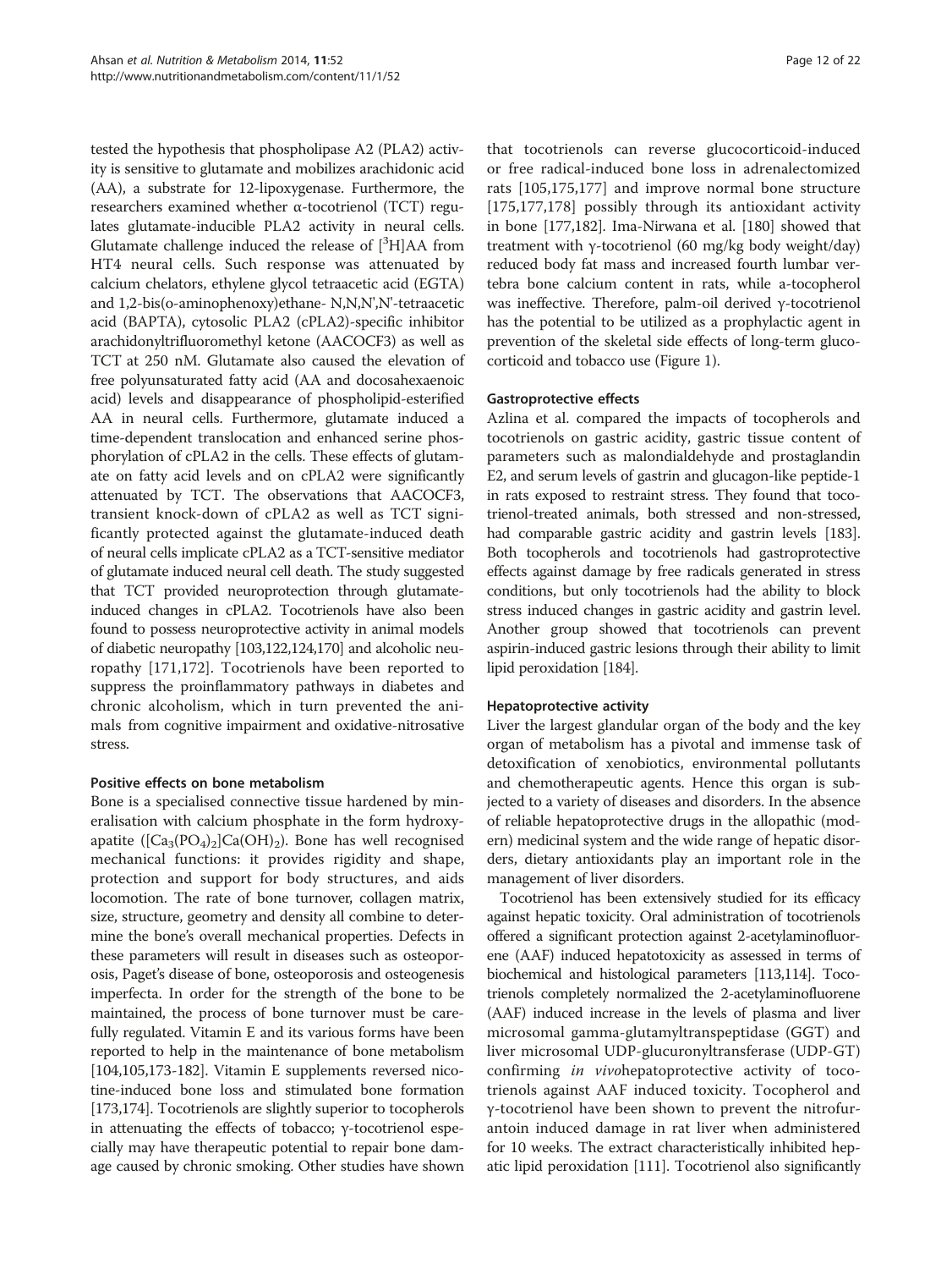tested the hypothesis that phospholipase A2 (PLA2) activity is sensitive to glutamate and mobilizes arachidonic acid (AA), a substrate for 12-lipoxygenase. Furthermore, the researchers examined whether α-tocotrienol (TCT) regulates glutamate-inducible PLA2 activity in neural cells. Glutamate challenge induced the release of [$^3$H]AA from HT4 neural cells. Such response was attenuated by calcium chelators, ethylene glycol tetraacetic acid (EGTA) and 1,2-bis(o-aminophenoxy)ethane- N,N,N',N'-tetraacetic acid (BAPTA), cytosolic PLA2 (cPLA2)-specific inhibitor arachidonyltrifluoromethyl ketone (AACOCF3) as well as TCT at 250 nM. Glutamate also caused the elevation of free polyunsaturated fatty acid (AA and docosahexaenoic acid) levels and disappearance of phospholipid-esterified AA in neural cells. Furthermore, glutamate induced a time-dependent translocation and enhanced serine phosphorylation of cPLA2 in the cells. These effects of glutamate on fatty acid levels and on cPLA2 were significantly attenuated by TCT. The observations that AACOCF3, transient knock-down of cPLA2 as well as TCT significantly protected against the glutamate-induced death of neural cells implicate cPLA2 as a TCT-sensitive mediator of glutamate induced neural cell death. The study suggested that TCT provided neuroprotection through glutamate-induced changes in cPLA2. Tocotrienols have also been found to possess neuroprotective activity in animal models of diabetic neuropathy [103,122,124,170] and alcoholic neuropathy [171,172]. Tocotrienols have been reported to suppress the proinflammatory pathways in diabetes and chronic alcoholism, which in turn prevented the animals from cognitive impairment and oxidative-nitrosative stress.

#### Positive effects on bone metabolism

Bone is a specialised connective tissue hardened by mineralisation with calcium phosphate in the form hydroxyapatite ($[Ca_3(PO_4)_2]Ca(OH)_2$). Bone has well recognised mechanical functions: it provides rigidity and shape, protection and support for body structures, and aids locomotion. The rate of bone turnover, collagen matrix, size, structure, geometry and density all combine to determine the bone's overall mechanical properties. Defects in these parameters will result in diseases such as osteoporosis, Paget's disease of bone, osteoporosis and osteogenesis imperfecta. In order for the strength of the bone to be maintained, the process of bone turnover must be carefully regulated. Vitamin E and its various forms have been reported to help in the maintenance of bone metabolism [104,105,173-182]. Vitamin E supplements reversed nicotine-induced bone loss and stimulated bone formation [173,174]. Tocotrienols are slightly superior to tocopherols in attenuating the effects of tobacco; γ-tocotrienol especially may have therapeutic potential to repair bone damage caused by chronic smoking. Other studies have shown that tocotrienols can reverse glucocorticoid-induced or free radical-induced bone loss in adrenalectomized rats [105,175,177] and improve normal bone structure [175,177,178] possibly through its antioxidant activity in bone [177,182]. Ima-Nirwana et al. [180] showed that treatment with γ-tocotrienol (60 mg/kg body weight/day) reduced body fat mass and increased fourth lumbar vertebra bone calcium content in rats, while a-tocopherol was ineffective. Therefore, palm-oil derived γ-tocotrienol has the potential to be utilized as a prophylactic agent in prevention of the skeletal side effects of long-term glucocorticoid and tobacco use (Figure 1).

#### Gastroprotective effects

Azlina et al. compared the impacts of tocopherols and tocotrienols on gastric acidity, gastric tissue content of parameters such as malondialdehyde and prostaglandin E2, and serum levels of gastrin and glucagon-like peptide-1 in rats exposed to restraint stress. They found that tocotrienol-treated animals, both stressed and non-stressed, had comparable gastric acidity and gastrin levels [183]. Both tocopherols and tocotrienols had gastroprotective effects against damage by free radicals generated in stress conditions, but only tocotrienols had the ability to block stress induced changes in gastric acidity and gastrin level. Another group showed that tocotrienols can prevent aspirin-induced gastric lesions through their ability to limit lipid peroxidation [184].

#### Hepatoprotective activity

Liver the largest glandular organ of the body and the key organ of metabolism has a pivotal and immense task of detoxification of xenobiotics, environmental pollutants and chemotherapeutic agents. Hence this organ is subjected to a variety of diseases and disorders. In the absence of reliable hepatoprotective drugs in the allopathic (modern) medicinal system and the wide range of hepatic disorders, dietary antioxidants play an important role in the management of liver disorders.

Tocotrienol has been extensively studied for its efficacy against hepatic toxicity. Oral administration of tocotrienols offered a significant protection against 2-acetylaminofluorene (AAF) induced hepatotoxicity as assessed in terms of biochemical and histological parameters [113,114]. Tocotrienols completely normalized the 2-acetylaminofluorene (AAF) induced increase in the levels of plasma and liver microsomal gamma-glutamyltranspeptidase (GGT) and liver microsomal UDP-glucuronyltransferase (UDP-GT) confirming *in vivo*hepatoprotective activity of tocotrienols against AAF induced toxicity. Tocopherol and γ-tocotrienol have been shown to prevent the nitrofurantoin induced damage in rat liver when administered for 10 weeks. The extract characteristically inhibited hepatic lipid peroxidation [111]. Tocotrienol also significantly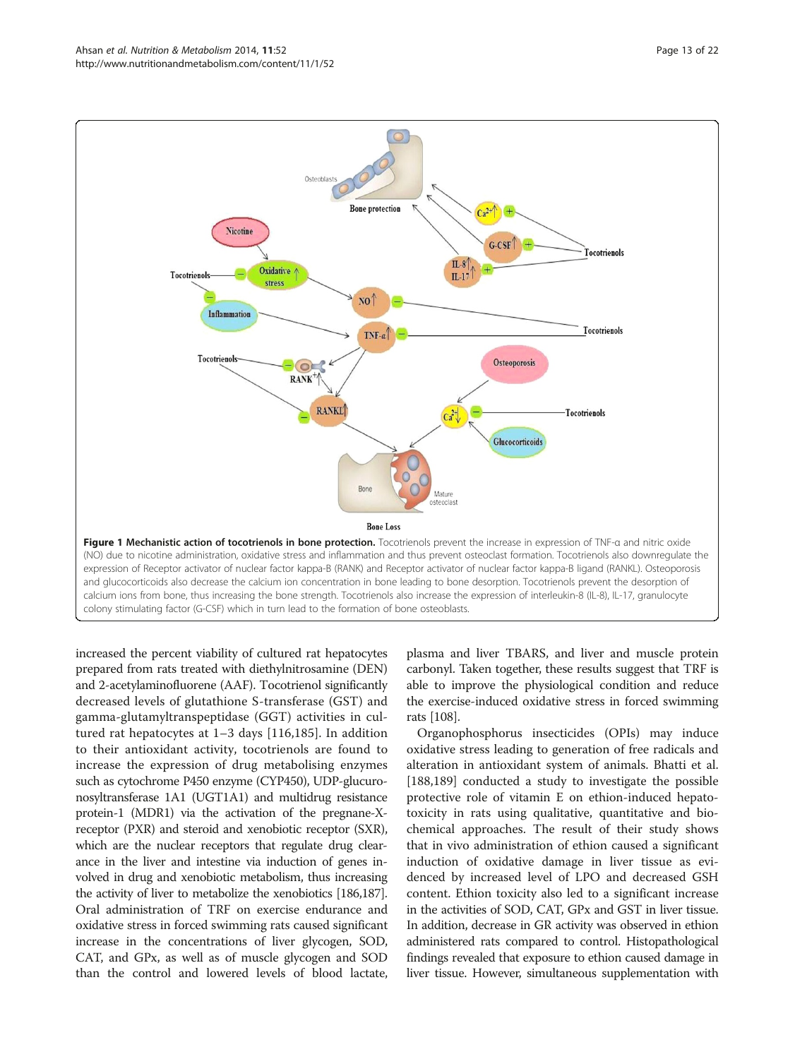**Figure 1 Mechanistic action of tocotrienols in bone protection.** Tocotrienols prevent the increase in expression of TNF-α and nitric oxide (NO) due to nicotine administration, oxidative stress and inflammation and thus prevent osteoclast formation. Tocotrienols also downregulate the expression of Receptor activator of nuclear factor kappa-B (RANK) and Receptor activator of nuclear factor kappa-B ligand (RANKL). Osteoporosis and glucocorticoids also decrease the calcium ion concentration in bone leading to bone desorption. Tocotrienols prevent the desorption of calcium ions from bone, thus increasing the bone strength. Tocotrienols also increase the expression of interleukin-8 (IL-8), IL-17, granulocyte colony stimulating factor (G-CSF) which in turn lead to the formation of bone osteoblasts.

increased the percent viability of cultured rat hepatocytes prepared from rats treated with diethylnitrosamine (DEN) and 2-acetylaminofluorene (AAF). Tocotrienol significantly decreased levels of glutathione S-transferase (GST) and gamma-glutamyltranspeptidase (GGT) activities in cultured rat hepatocytes at 1–3 days [116,185]. In addition to their antioxidant activity, tocotrienols are found to increase the expression of drug metabolising enzymes such as cytochrome P450 enzyme (CYP450), UDP-glucuronosyltransferase 1A1 (UGT1A1) and multidrug resistance protein-1 (MDR1) via the activation of the pregnane-X-receptor (PXR) and steroid and xenobiotic receptor (SXR), which are the nuclear receptors that regulate drug clearance in the liver and intestine via induction of genes involved in drug and xenobiotic metabolism, thus increasing the activity of liver to metabolize the xenobiotics [186,187]. Oral administration of TRF on exercise endurance and oxidative stress in forced swimming rats caused significant increase in the concentrations of liver glycogen, SOD, CAT, and GPx, as well as of muscle glycogen and SOD than the control and lowered levels of blood lactate, plasma and liver TBARS, and liver and muscle protein carbonyl. Taken together, these results suggest that TRF is able to improve the physiological condition and reduce the exercise-induced oxidative stress in forced swimming rats [108].

Organophosphorus insecticides (OPIs) may induce oxidative stress leading to generation of free radicals and alteration in antioxidant system of animals. Bhatti et al. [188,189] conducted a study to investigate the possible protective role of vitamin E on ethion-induced hepatotoxicity in rats using qualitative, quantitative and biochemical approaches. The result of their study shows that in vivo administration of ethion caused a significant induction of oxidative damage in liver tissue as evidenced by increased level of LPO and decreased GSH content. Ethion toxicity also led to a significant increase in the activities of SOD, CAT, GPx and GST in liver tissue. In addition, decrease in GR activity was observed in ethion administered rats compared to control. Histopathological findings revealed that exposure to ethion caused damage in liver tissue. However, simultaneous supplementation with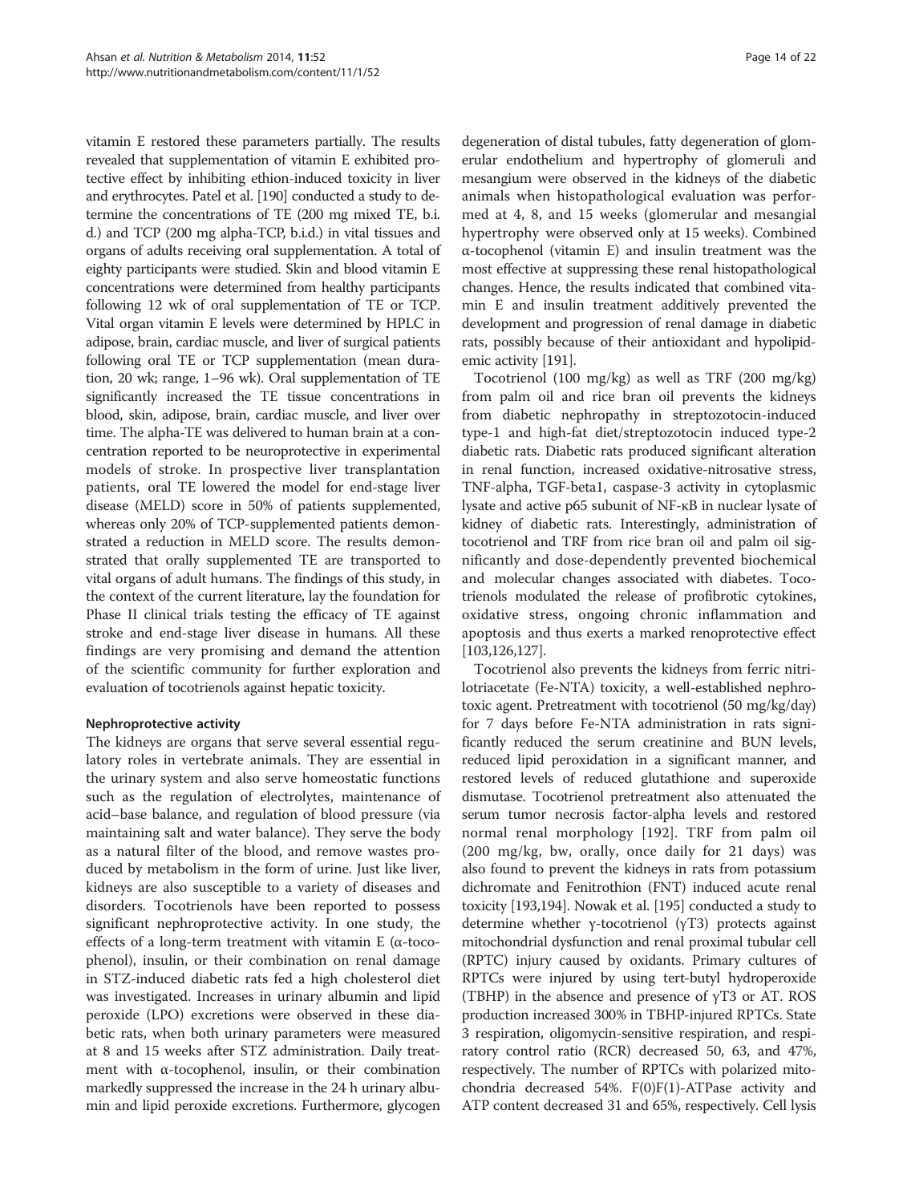vitamin E restored these parameters partially. The results revealed that supplementation of vitamin E exhibited protective effect by inhibiting ethion-induced toxicity in liver and erythrocytes. Patel et al. [190] conducted a study to determine the concentrations of TE (200 mg mixed TE, b.i. d.) and TCP (200 mg alpha-TCP, b.i.d.) in vital tissues and organs of adults receiving oral supplementation. A total of eighty participants were studied. Skin and blood vitamin E concentrations were determined from healthy participants following 12 wk of oral supplementation of TE or TCP. Vital organ vitamin E levels were determined by HPLC in adipose, brain, cardiac muscle, and liver of surgical patients following oral TE or TCP supplementation (mean duration, 20 wk; range, 1–96 wk). Oral supplementation of TE significantly increased the TE tissue concentrations in blood, skin, adipose, brain, cardiac muscle, and liver over time. The alpha-TE was delivered to human brain at a concentration reported to be neuroprotective in experimental models of stroke. In prospective liver transplantation patients, oral TE lowered the model for end-stage liver disease (MELD) score in 50% of patients supplemented, whereas only 20% of TCP-supplemented patients demonstrated a reduction in MELD score. The results demonstrated that orally supplemented TE are transported to vital organs of adult humans. The findings of this study, in the context of the current literature, lay the foundation for Phase II clinical trials testing the efficacy of TE against stroke and end-stage liver disease in humans. All these findings are very promising and demand the attention of the scientific community for further exploration and evaluation of tocotrienols against hepatic toxicity.

#### Nephroprotective activity

The kidneys are organs that serve several essential regulatory roles in vertebrate animals. They are essential in the urinary system and also serve homeostatic functions such as the regulation of electrolytes, maintenance of acid–base balance, and regulation of blood pressure (via maintaining salt and water balance). They serve the body as a natural filter of the blood, and remove wastes produced by metabolism in the form of urine. Just like liver, kidneys are also susceptible to a variety of diseases and disorders. Tocotrienols have been reported to possess significant nephroprotective activity. In one study, the effects of a long-term treatment with vitamin E (α-tocophenol), insulin, or their combination on renal damage in STZ-induced diabetic rats fed a high cholesterol diet was investigated. Increases in urinary albumin and lipid peroxide (LPO) excretions were observed in these diabetic rats, when both urinary parameters were measured at 8 and 15 weeks after STZ administration. Daily treatment with α-tocophenol, insulin, or their combination markedly suppressed the increase in the 24 h urinary albumin and lipid peroxide excretions. Furthermore, glycogen degeneration of distal tubules, fatty degeneration of glomerular endothelium and hypertrophy of glomeruli and mesangium were observed in the kidneys of the diabetic animals when histopathological evaluation was performed at 4, 8, and 15 weeks (glomerular and mesangial hypertrophy were observed only at 15 weeks). Combined α-tocopherol (vitamin E) and insulin treatment was the most effective at suppressing these renal histopathological changes. Hence, the results indicated that combined vitamin E and insulin treatment additively prevented the development and progression of renal damage in diabetic rats, possibly because of their antioxidant and hypolipidemic activity [191].

Tocotrienol (100 mg/kg) as well as TRF (200 mg/kg) from palm oil and rice bran oil prevents the kidneys from diabetic nephropathy in streptozotocin-induced type-1 and high-fat diet/streptozotocin induced type-2 diabetic rats. Diabetic rats produced significant alteration in renal function, increased oxidative-nitrosative stress, TNF-alpha, TGF-beta1, caspase-3 activity in cytoplasmic lysate and active p65 subunit of NF-κB in nuclear lysate of kidney of diabetic rats. Interestingly, administration of tocotrienol and TRF from rice bran oil and palm oil significantly and dose-dependently prevented biochemical and molecular changes associated with diabetes. Tocotrienols modulated the release of profibrotic cytokines, oxidative stress, ongoing chronic inflammation and apoptosis and thus exerts a marked renoprotective effect [103,126,127].

Tocotrienol also prevents the kidneys from ferric nitrilotriacetate (Fe-NTA) toxicity, a well-established nephrotoxic agent. Pretreatment with tocotrienol (50 mg/kg/day) for 7 days before Fe-NTA administration in rats significantly reduced the serum creatinine and BUN levels, reduced lipid peroxidation in a significant manner, and restored levels of reduced glutathione and superoxide dismutase. Tocotrienol pretreatment also attenuated the serum tumor necrosis factor-alpha levels and restored normal renal morphology [192]. TRF from palm oil (200 mg/kg, bw, orally, once daily for 21 days) was also found to prevent the kidneys in rats from potassium dichromate and Fenitrothion (FNT) induced acute renal toxicity [193,194]. Nowak et al. [195] conducted a study to determine whether γ-tocotrienol (γT3) protects against mitochondrial dysfunction and renal proximal tubular cell (RPTC) injury caused by oxidants. Primary cultures of RPTCs were injured by using tert-butyl hydroperoxide (TBHP) in the absence and presence of γT3 or AT. ROS production increased 300% in TBHP-injured RPTCs. State 3 respiration, oligomycin-sensitive respiration, and respiratory control ratio (RCR) decreased 50, 63, and 47%, respectively. The number of RPTCs with polarized mitochondria decreased 54%. F(0)F(1)-ATPase activity and ATP content decreased 31 and 65%, respectively. Cell lysis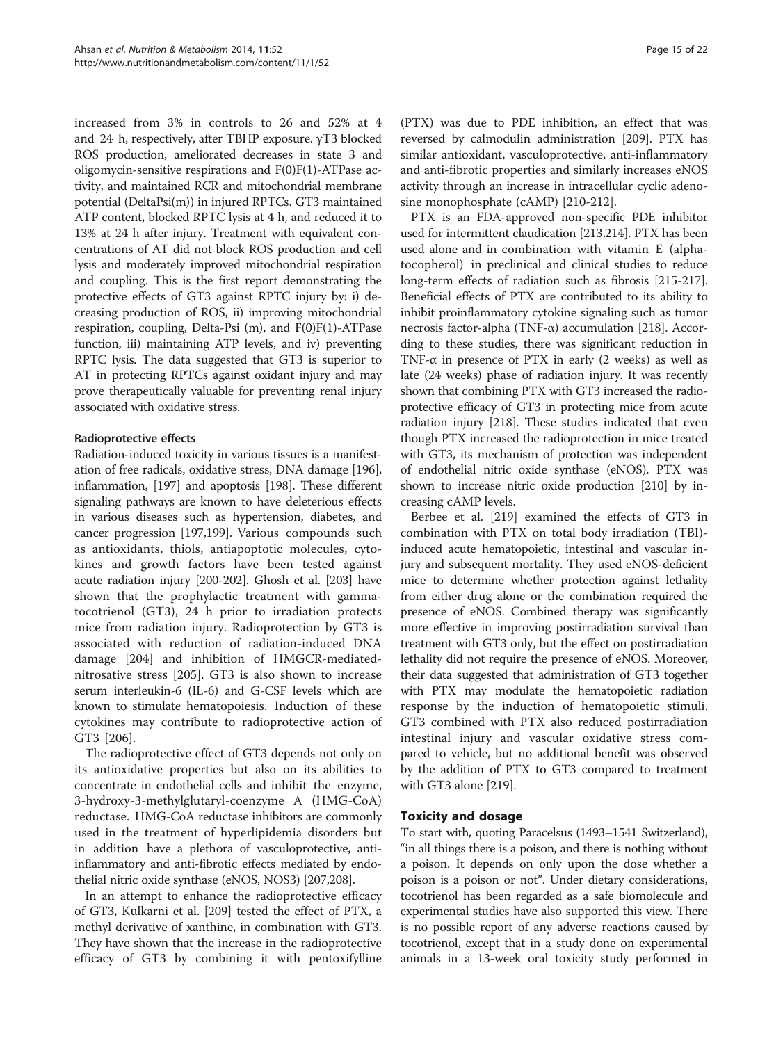increased from 3% in controls to 26 and 52% at 4 and 24 h, respectively, after TBHP exposure. γT3 blocked ROS production, ameliorated decreases in state 3 and oligomycin-sensitive respirations and F(0)F(1)-ATPase activity, and maintained RCR and mitochondrial membrane potential (DeltaPsi(m)) in injured RPTCs. GT3 maintained ATP content, blocked RPTC lysis at 4 h, and reduced it to 13% at 24 h after injury. Treatment with equivalent concentrations of AT did not block ROS production and cell lysis and moderately improved mitochondrial respiration and coupling. This is the first report demonstrating the protective effects of GT3 against RPTC injury by: i) decreasing production of ROS, ii) improving mitochondrial respiration, coupling, Delta-Psi (m), and F(0)F(1)-ATPase function, iii) maintaining ATP levels, and iv) preventing RPTC lysis. The data suggested that GT3 is superior to AT in protecting RPTCs against oxidant injury and may prove therapeutically valuable for preventing renal injury associated with oxidative stress.

#### Radioprotective effects

Radiation-induced toxicity in various tissues is a manifestation of free radicals, oxidative stress, DNA damage [196], inflammation, [197] and apoptosis [198]. These different signaling pathways are known to have deleterious effects in various diseases such as hypertension, diabetes, and cancer progression [197,199]. Various compounds such as antioxidants, thiols, antiapoptotic molecules, cytokines and growth factors have been tested against acute radiation injury [200-202]. Ghosh et al. [203] have shown that the prophylactic treatment with gamma-tocotrienol (GT3), 24 h prior to irradiation protects mice from radiation injury. Radioprotection by GT3 is associated with reduction of radiation-induced DNA damage [204] and inhibition of HMGCR-mediated-nitrosative stress [205]. GT3 is also shown to increase serum interleukin-6 (IL-6) and G-CSF levels which are known to stimulate hematopoiesis. Induction of these cytokines may contribute to radioprotective action of GT3 [206].

The radioprotective effect of GT3 depends not only on its antioxidative properties but also on its abilities to concentrate in endothelial cells and inhibit the enzyme, 3-hydroxy-3-methylglutaryl-coenzyme A (HMG-CoA) reductase. HMG-CoA reductase inhibitors are commonly used in the treatment of hyperlipidemia disorders but in addition have a plethora of vasculoprotective, anti-inflammatory and anti-fibrotic effects mediated by endothelial nitric oxide synthase (eNOS, NOS3) [207,208].

In an attempt to enhance the radioprotective efficacy of GT3, Kulkarni et al. [209] tested the effect of PTX, a methyl derivative of xanthine, in combination with GT3. They have shown that the increase in the radioprotective efficacy of GT3 by combining it with pentoxifylline (PTX) was due to PDE inhibition, an effect that was reversed by calmodulin administration [209]. PTX has similar antioxidant, vasculoprotective, anti-inflammatory and anti-fibrotic properties and similarly increases eNOS activity through an increase in intracellular cyclic adenosine monophosphate (cAMP) [210-212].

PTX is an FDA-approved non-specific PDE inhibitor used for intermittent claudication [213,214]. PTX has been used alone and in combination with vitamin E (alpha-tocopherol) in preclinical and clinical studies to reduce long-term effects of radiation such as fibrosis [215-217]. Beneficial effects of PTX are contributed to its ability to inhibit proinflammatory cytokine signaling such as tumor necrosis factor-alpha (TNF-α) accumulation [218]. According to these studies, there was significant reduction in TNF-α in presence of PTX in early (2 weeks) as well as late (24 weeks) phase of radiation injury. It was recently shown that combining PTX with GT3 increased the radioprotective efficacy of GT3 in protecting mice from acute radiation injury [218]. These studies indicated that even though PTX increased the radioprotection in mice treated with GT3, its mechanism of protection was independent of endothelial nitric oxide synthase (eNOS). PTX was shown to increase nitric oxide production [210] by increasing cAMP levels.

Berbee et al. [219] examined the effects of GT3 in combination with PTX on total body irradiation (TBI)-induced acute hematopoietic, intestinal and vascular injury and subsequent mortality. They used eNOS-deficient mice to determine whether protection against lethality from either drug alone or the combination required the presence of eNOS. Combined therapy was significantly more effective in improving postirradiation survival than treatment with GT3 only, but the effect on postirradiation lethality did not require the presence of eNOS. Moreover, their data suggested that administration of GT3 together with PTX may modulate the hematopoietic radiation response by the induction of hematopoietic stimuli. GT3 combined with PTX also reduced postirradiation intestinal injury and vascular oxidative stress compared to vehicle, but no additional benefit was observed by the addition of PTX to GT3 compared to treatment with GT3 alone [219].

### Toxicity and dosage

To start with, quoting Paracelsus (1493–1541 Switzerland), "in all things there is a poison, and there is nothing without a poison. It depends on only upon the dose whether a poison is a poison or not". Under dietary considerations, tocotrienol has been regarded as a safe biomolecule and experimental studies have also supported this view. There is no possible report of any adverse reactions caused by tocotrienol, except that in a study done on experimental animals in a 13-week oral toxicity study performed in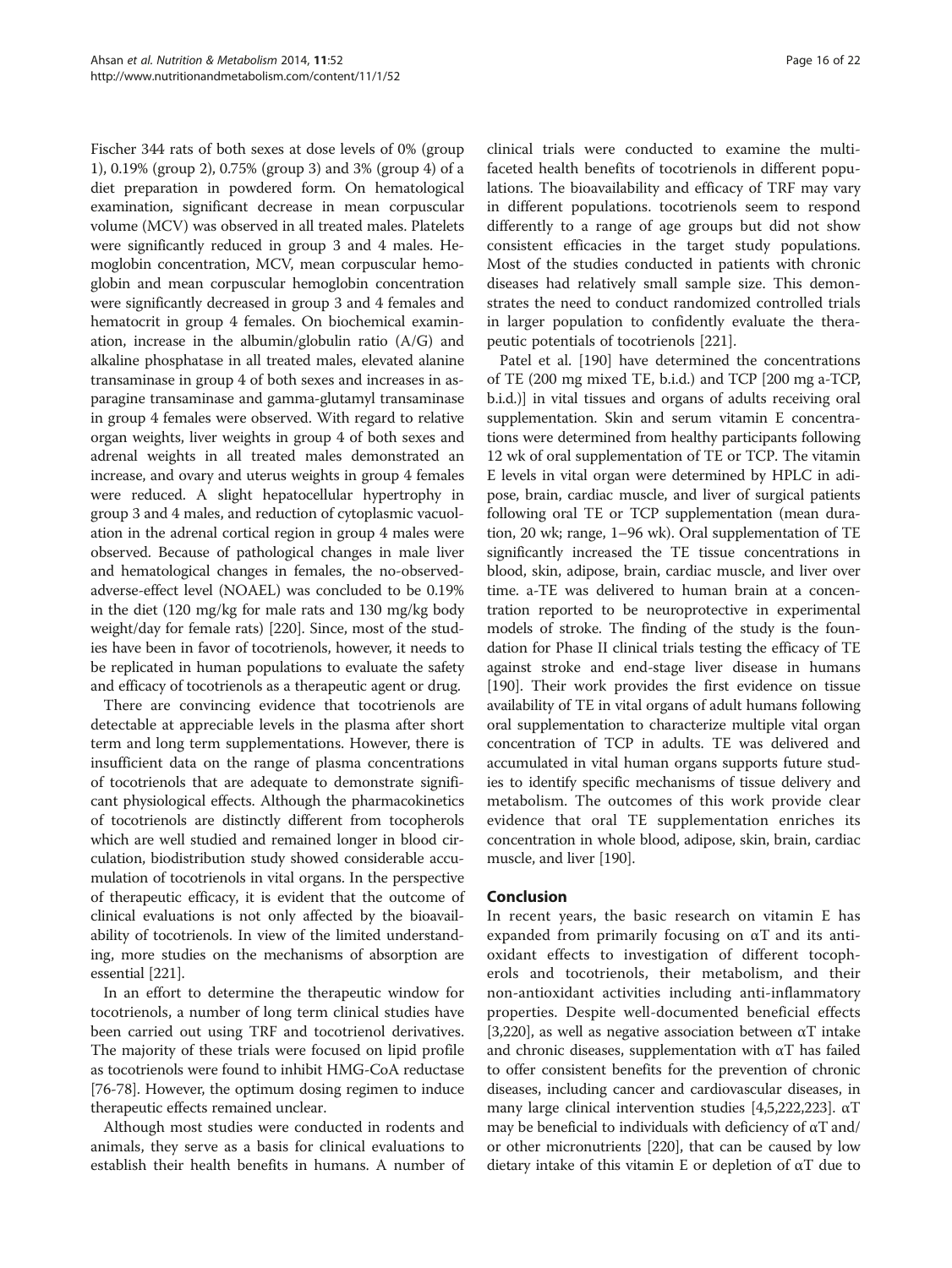Fischer 344 rats of both sexes at dose levels of 0% (group 1), 0.19% (group 2), 0.75% (group 3) and 3% (group 4) of a diet preparation in powdered form. On hematological examination, significant decrease in mean corpuscular volume (MCV) was observed in all treated males. Platelets were significantly reduced in group 3 and 4 males. Hemoglobin concentration, MCV, mean corpuscular hemoglobin and mean corpuscular hemoglobin concentration were significantly decreased in group 3 and 4 females and hematocrit in group 4 females. On biochemical examination, increase in the albumin/globulin ratio (A/G) and alkaline phosphatase in all treated males, elevated alanine transaminase in group 4 of both sexes and increases in asparagine transaminase and gamma-glutamyl transaminase in group 4 females were observed. With regard to relative organ weights, liver weights in group 4 of both sexes and adrenal weights in all treated males demonstrated an increase, and ovary and uterus weights in group 4 females were reduced. A slight hepatocellular hypertrophy in group 3 and 4 males, and reduction of cytoplasmic vacuolation in the adrenal cortical region in group 4 males were observed. Because of pathological changes in male liver and hematological changes in females, the no-observed-adverse-effect level (NOAEL) was concluded to be 0.19% in the diet (120 mg/kg for male rats and 130 mg/kg body weight/day for female rats) [220]. Since, most of the studies have been in favor of tocotrienols, however, it needs to be replicated in human populations to evaluate the safety and efficacy of tocotrienols as a therapeutic agent or drug.

There are convincing evidence that tocotrienols are detectable at appreciable levels in the plasma after short term and long term supplementations. However, there is insufficient data on the range of plasma concentrations of tocotrienols that are adequate to demonstrate significant physiological effects. Although the pharmacokinetics of tocotrienols are distinctly different from tocopherols which are well studied and remained longer in blood circulation, biodistribution study showed considerable accumulation of tocotrienols in vital organs. In the perspective of therapeutic efficacy, it is evident that the outcome of clinical evaluations is not only affected by the bioavailability of tocotrienols. In view of the limited understanding, more studies on the mechanisms of absorption are essential [221].

In an effort to determine the therapeutic window for tocotrienols, a number of long term clinical studies have been carried out using TRF and tocotrienol derivatives. The majority of these trials were focused on lipid profile as tocotrienols were found to inhibit HMG-CoA reductase [76-78]. However, the optimum dosing regimen to induce therapeutic effects remained unclear.

Although most studies were conducted in rodents and animals, they serve as a basis for clinical evaluations to establish their health benefits in humans. A number of clinical trials were conducted to examine the multi-faceted health benefits of tocotrienols in different populations. The bioavailability and efficacy of TRF may vary in different populations. tocotrienols seem to respond differently to a range of age groups but did not show consistent efficacies in the target study populations. Most of the studies conducted in patients with chronic diseases had relatively small sample size. This demonstrates the need to conduct randomized controlled trials in larger population to confidently evaluate the therapeutic potentials of tocotrienols [221].

Patel et al. [190] have determined the concentrations of TE (200 mg mixed TE, b.i.d.) and TCP [200 mg a-TCP, b.i.d.)] in vital tissues and organs of adults receiving oral supplementation. Skin and serum vitamin E concentrations were determined from healthy participants following 12 wk of oral supplementation of TE or TCP. The vitamin E levels in vital organ were determined by HPLC in adipose, brain, cardiac muscle, and liver of surgical patients following oral TE or TCP supplementation (mean duration, 20 wk; range, 1–96 wk). Oral supplementation of TE significantly increased the TE tissue concentrations in blood, skin, adipose, brain, cardiac muscle, and liver over time. a-TE was delivered to human brain at a concentration reported to be neuroprotective in experimental models of stroke. The finding of the study is the foundation for Phase II clinical trials testing the efficacy of TE against stroke and end-stage liver disease in humans [190]. Their work provides the first evidence on tissue availability of TE in vital organs of adult humans following oral supplementation to characterize multiple vital organ concentration of TCP in adults. TE was delivered and accumulated in vital human organs supports future studies to identify specific mechanisms of tissue delivery and metabolism. The outcomes of this work provide clear evidence that oral TE supplementation enriches its concentration in whole blood, adipose, skin, brain, cardiac muscle, and liver [190].

## Conclusion

In recent years, the basic research on vitamin E has expanded from primarily focusing on αT and its antioxidant effects to investigation of different tocopherols and tocotrienols, their metabolism, and their non-antioxidant activities including anti-inflammatory properties. Despite well-documented beneficial effects [3,220], as well as negative association between αT intake and chronic diseases, supplementation with αT has failed to offer consistent benefits for the prevention of chronic diseases, including cancer and cardiovascular diseases, in many large clinical intervention studies [4,5,222,223]. αT may be beneficial to individuals with deficiency of αT and/or other micronutrients [220], that can be caused by low dietary intake of this vitamin E or depletion of αT due to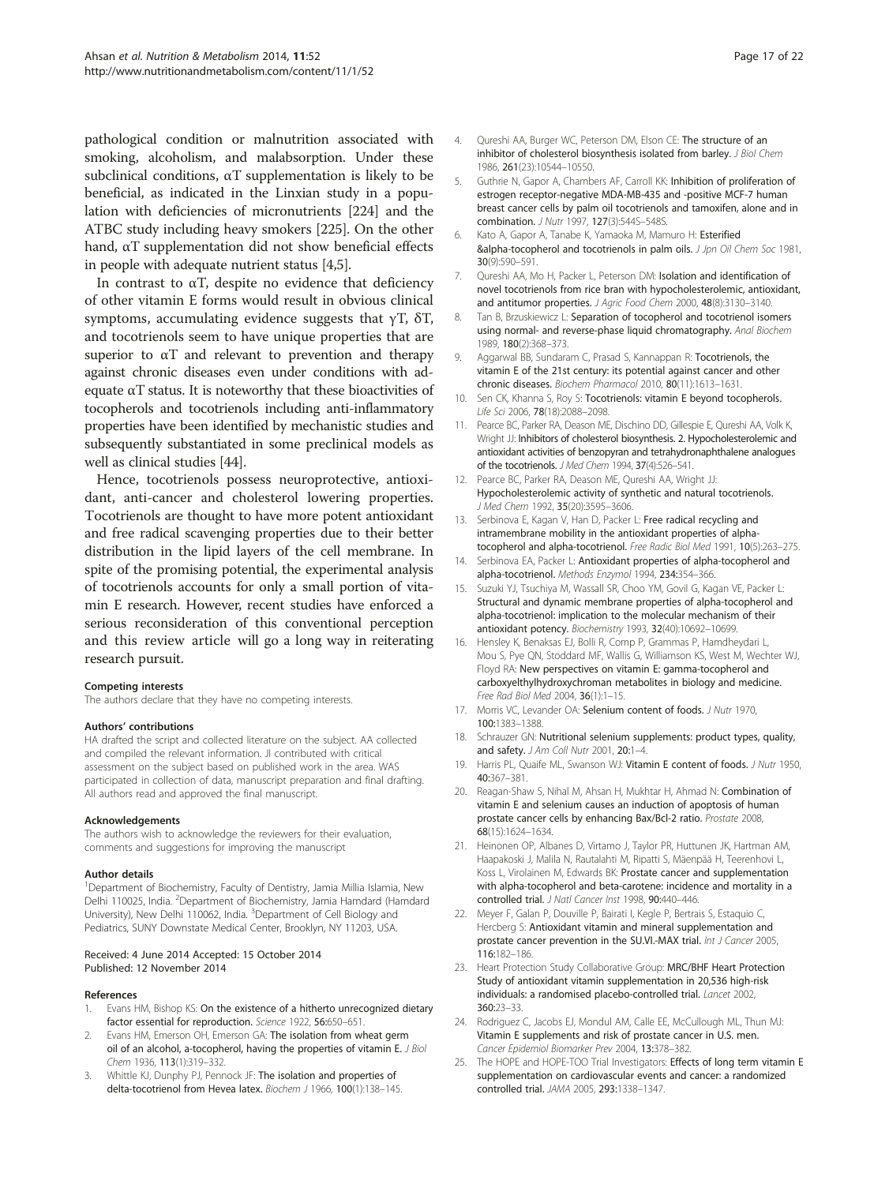pathological condition or malnutrition associated with smoking, alcoholism, and malabsorption. Under these subclinical conditions, αT supplementation is likely to be beneficial, as indicated in the Linxian study in a population with deficiencies of micronutrients [224] and the ATBC study including heavy smokers [225]. On the other hand, αT supplementation did not show beneficial effects in people with adequate nutrient status [4,5].

In contrast to αT, despite no evidence that deficiency of other vitamin E forms would result in obvious clinical symptoms, accumulating evidence suggests that γT, δT, and tocotrienols seem to have unique properties that are superior to αT and relevant to prevention and therapy against chronic diseases even under conditions with adequate αT status. It is noteworthy that these bioactivities of tocopherols and tocotrienols including anti-inflammatory properties have been identified by mechanistic studies and subsequently substantiated in some preclinical models as well as clinical studies [44].

Hence, tocotrienols possess neuroprotective, antioxidant, anti-cancer and cholesterol lowering properties. Tocotrienols are thought to have more potent antioxidant and free radical scavenging properties due to their better distribution in the lipid layers of the cell membrane. In spite of the promising potential, the experimental analysis of tocotrienols accounts for only a small portion of vitamin E research. However, recent studies have enforced a serious reconsideration of this conventional perception and this review article will go a long way in reiterating research pursuit.

#### Competing interests

The authors declare that they have no competing interests.

#### Authors' contributions

HA drafted the script and collected literature on the subject. AA collected and compiled the relevant information. JI contributed with critical assessment on the subject based on published work in the area. WAS participated in collection of data, manuscript preparation and final drafting. All authors read and approved the final manuscript.

#### Acknowledgements

The authors wish to acknowledge the reviewers for their evaluation, comments and suggestions for improving the manuscript

#### Author details

[1]Department of Biochemistry, Faculty of Dentistry, Jamia Millia Islamia, New Delhi 110025, India. [2]Department of Biochemistry, Jamia Hamdard (Hamdard University), New Delhi 110062, India. [3]Department of Cell Biology and Pediatrics, SUNY Downstate Medical Center, Brooklyn, NY 11203, USA.

Received: 4 June 2014 Accepted: 15 October 2014
Published: 12 November 2014

#### References

1. Evans HM, Bishop KS: **On the existence of a hitherto unrecognized dietary factor essential for reproduction.** *Science* 1922, **56:**650–651.
2. Evans HM, Emerson OH, Emerson GA: **The isolation from wheat germ oil of an alcohol, a-tocopherol, having the properties of vitamin E.** *J Biol Chem* 1936, **113**(1):319–332.
3. Whittle KJ, Dunphy PJ, Pennock JF: **The isolation and properties of delta-tocotrienol from Hevea latex.** *Biochem J* 1966, **100**(1):138–145.
4. Qureshi AA, Burger WC, Peterson DM, Elson CE: **The structure of an inhibitor of cholesterol biosynthesis isolated from barley.** *J Biol Chem* 1986, **261**(23):10544–10550.
5. Guthrie N, Gapor A, Chambers AF, Carroll KK: **Inhibition of proliferation of estrogen receptor-negative MDA-MB-435 and -positive MCF-7 human breast cancer cells by palm oil tocotrienols and tamoxifen, alone and in combination.** *J Nutr* 1997, **127**(3):544S–548S.
6. Kato A, Gapor A, Tanabe K, Yamaoka M, Mamuro H: **Esterified &alpha-tocopherol and tocotrienols in palm oils.** *J Jpn Oil Chem Soc* 1981, **30**(9):590–591.
7. Qureshi AA, Mo H, Packer L, Peterson DM: **Isolation and identification of novel tocotrienols from rice bran with hypocholesterolemic, antioxidant, and antitumor properties.** *J Agric Food Chem* 2000, **48**(8):3130–3140.
8. Tan B, Brzuskiewicz L: **Separation of tocopherol and tocotrienol isomers using normal- and reverse-phase liquid chromatography.** *Anal Biochem* 1989, **180**(2):368–373.
9. Aggarwal BB, Sundaram C, Prasad S, Kannappan R: **Tocotrienols, the vitamin E of the 21st century: its potential against cancer and other chronic diseases.** *Biochem Pharmacol* 2010, **80**(11):1613–1631.
10. Sen CK, Khanna S, Roy S: **Tocotrienols: vitamin E beyond tocopherols.** *Life Sci* 2006, **78**(18):2088–2098.
11. Pearce BC, Parker RA, Deason ME, Dischino DD, Gillespie E, Qureshi AA, Volk K, Wright JJ: **Inhibitors of cholesterol biosynthesis. 2. Hypocholesterolemic and antioxidant activities of benzopyran and tetrahydronaphthalene analogues of the tocotrienols.** *J Med Chem* 1994, **37**(4):526–541.
12. Pearce BC, Parker RA, Deason ME, Qureshi AA, Wright JJ: **Hypocholesterolemic activity of synthetic and natural tocotrienols.** *J Med Chem* 1992, **35**(20):3595–3606.
13. Serbinova E, Kagan V, Han D, Packer L: **Free radical recycling and intramembrane mobility in the antioxidant properties of alpha-tocopherol and alpha-tocotrienol.** *Free Radic Biol Med* 1991, **10**(5):263–275.
14. Serbinova EA, Packer L: **Antioxidant properties of alpha-tocopherol and alpha-tocotrienol.** *Methods Enzymol* 1994, **234:**354–366.
15. Suzuki YJ, Tsuchiya M, Wassall SR, Choo YM, Govil G, Kagan VE, Packer L: **Structural and dynamic membrane properties of alpha-tocopherol and alpha-tocotrienol: implication to the molecular mechanism of their antioxidant potency.** *Biochemistry* 1993, **32**(40):10692–10699.
16. Hensley K, Benaksas EJ, Bolli R, Comp P, Grammas P, Hamdheydari L, Mou S, Pye QN, Stoddard MF, Wallis G, Williamson KS, West M, Wechter WJ, Floyd RA: **New perspectives on vitamin E: gamma-tocopherol and carboxyelthylhydroxychroman metabolites in biology and medicine.** *Free Rad Biol Med* 2004, **36**(1):1–15.
17. Morris VC, Levander OA: **Selenium content of foods.** *J Nutr* 1970, **100:**1383–1388.
18. Schrauzer GN: **Nutritional selenium supplements: product types, quality, and safety.** *J Am Coll Nutr* 2001, **20:**1–4.
19. Harris PL, Quaife ML, Swanson WJ: **Vitamin E content of foods.** *J Nutr* 1950, **40:**367–381.
20. Reagan-Shaw S, Nihal M, Ahsan H, Mukhtar H, Ahmad N: **Combination of vitamin E and selenium causes an induction of apoptosis of human prostate cancer cells by enhancing Bax/Bcl-2 ratio.** *Prostate* 2008, **68**(15):1624–1634.
21. Heinonen OP, Albanes D, Virtamo J, Taylor PR, Huttunen JK, Hartman AM, Haapakoski J, Malila N, Rautalahti M, Ripatti S, Mäenpää H, Teerenhovi L, Koss L, Virolainen M, Edwards BK: **Prostate cancer and supplementation with alpha-tocopherol and beta-carotene: incidence and mortality in a controlled trial.** *J Natl Cancer Inst* 1998, **90:**440–446.
22. Meyer F, Galan P, Douville P, Bairati I, Kegle P, Bertrais S, Estaquio C, Hercberg S: **Antioxidant vitamin and mineral supplementation and prostate cancer prevention in the SU.VI.-MAX trial.** *Int J Cancer* 2005, **116:**182–186.
23. Heart Protection Study Collaborative Group: **MRC/BHF Heart Protection Study of antioxidant vitamin supplementation in 20,536 high-risk individuals: a randomised placebo-controlled trial.** *Lancet* 2002, **360:**23–33.
24. Rodriguez C, Jacobs EJ, Mondul AM, Calle EE, McCullough ML, Thun MJ: **Vitamin E supplements and risk of prostate cancer in U.S. men.** *Cancer Epidemiol Biomarker Prev* 2004, **13:**378–382.
25. The HOPE and HOPE-TOO Trial Investigators: **Effects of long term vitamin E supplementation on cardiovascular events and cancer: a randomized controlled trial.** *JAMA* 2005, **293:**1338–1347.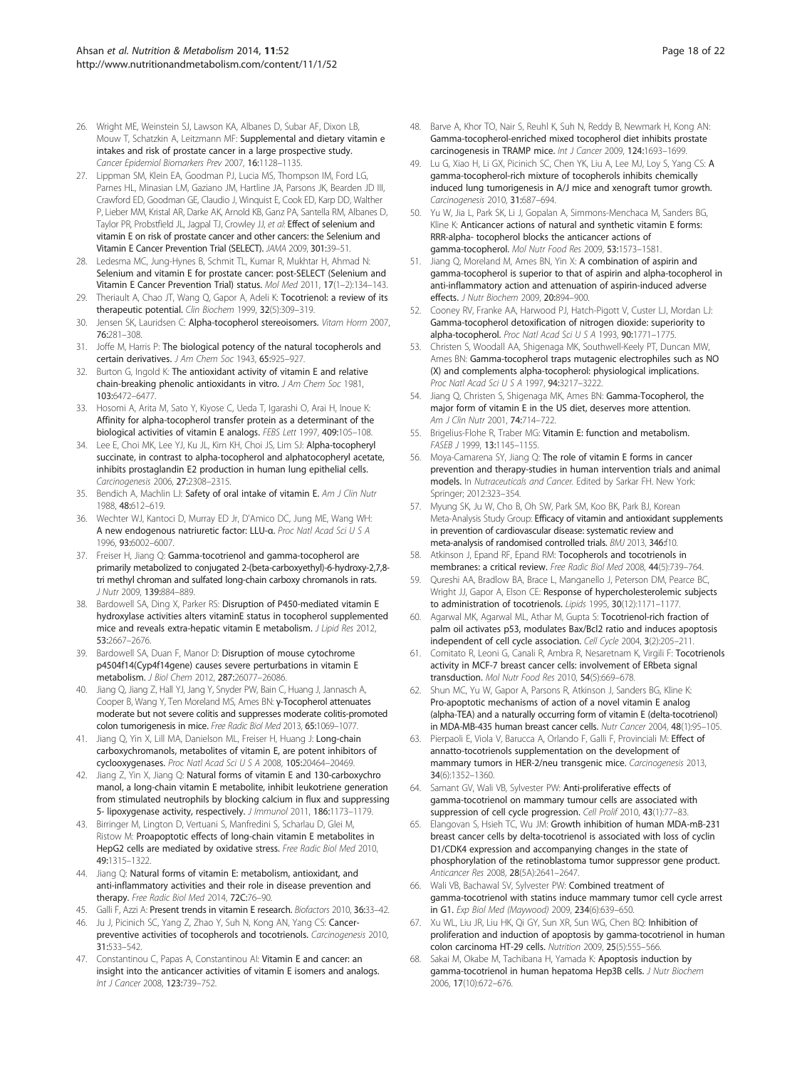26. Wright ME, Weinstein SJ, Lawson KA, Albanes D, Subar AF, Dixon LB, Mouw T, Schatzkin A, Leitzmann MF: **Supplemental and dietary vitamin e intakes and risk of prostate cancer in a large prospective study.** *Cancer Epidemiol Biomarkers Prev* 2007, **16:**1128–1135.
27. Lippman SM, Klein EA, Goodman PJ, Lucia MS, Thompson IM, Ford LG, Parnes HL, Minasian LM, Gaziano JM, Hartline JA, Parsons JK, Bearden JD III, Crawford ED, Goodman GE, Claudio J, Winquist E, Cook ED, Karp DD, Walther P, Lieber MM, Kristal AR, Darke AK, Arnold KB, Ganz PA, Santella RM, Albanes D, Taylor PR, Probstfield JL, Jagpal TJ, Crowley JJ, *et al*: **Effect of selenium and vitamin E on risk of prostate cancer and other cancers: the Selenium and Vitamin E Cancer Prevention Trial (SELECT).** *JAMA* 2009, **301:**39–51.
28. Ledesma MC, Jung-Hynes B, Schmit TL, Kumar R, Mukhtar H, Ahmad N: **Selenium and vitamin E for prostate cancer: post-SELECT (Selenium and Vitamin E Cancer Prevention Trial) status.** *Mol Med* 2011, **17**(1–2):134–143.
29. Theriault A, Chao JT, Wang Q, Gapor A, Adeli K: **Tocotrienol: a review of its therapeutic potential.** *Clin Biochem* 1999, **32**(5):309–319.
30. Jensen SK, Lauridsen C: **Alpha-tocopherol stereoisomers.** *Vitam Horm* 2007, **76:**281–308.
31. Joffe M, Harris P: **The biological potency of the natural tocopherols and certain derivatives.** *J Am Chem Soc* 1943, **65:**925–927.
32. Burton G, Ingold K: **The antioxidant activity of vitamin E and relative chain-breaking phenolic antioxidants in vitro.** *J Am Chem Soc* 1981, **103:**6472–6477.
33. Hosomi A, Arita M, Sato Y, Kiyose C, Ueda T, Igarashi O, Arai H, Inoue K: **Affinity for alpha-tocopherol transfer protein as a determinant of the biological activities of vitamin E analogs.** *FEBS Lett* 1997, **409:**105–108.
34. Lee E, Choi MK, Lee YJ, Ku JL, Kim KH, Choi JS, Lim SJ: **Alpha-tocopheryl succinate, in contrast to alpha-tocopherol and alphatocopheryl acetate, inhibits prostaglandin E2 production in human lung epithelial cells.** *Carcinogenesis* 2006, **27:**2308–2315.
35. Bendich A, Machlin LJ: **Safety of oral intake of vitamin E.** *Am J Clin Nutr* 1988, **48:**612–619.
36. Wechter WJ, Kantoci D, Murray ED Jr, D'Amico DC, Jung ME, Wang WH: **A new endogenous natriuretic factor: LLU-α.** *Proc Natl Acad Sci U S A* 1996, **93:**6002–6007.
37. Freiser H, Jiang Q: **Gamma-tocotrienol and gamma-tocopherol are primarily metabolized to conjugated 2-(beta-carboxyethyl)-6-hydroxy-2,7,8-tri methyl chroman and sulfated long-chain carboxy chromanols in rats.** *J Nutr* 2009, **139:**884–889.
38. Bardowell SA, Ding X, Parker RS: **Disruption of P450-mediated vitamin E hydroxylase activities alters vitaminE status in tocopherol supplemented mice and reveals extra-hepatic vitamin E metabolism.** *J Lipid Res* 2012, **53:**2667–2676.
39. Bardowell SA, Duan F, Manor D: **Disruption of mouse cytochrome p4504f14(Cyp4f14gene) causes severe perturbations in vitamin E metabolism.** *J Biol Chem* 2012, **287:**26077–26086.
40. Jiang Q, Jiang Z, Hall YJ, Jang Y, Snyder PW, Bain C, Huang J, Jannasch A, Cooper B, Wang Y, Ten Moreland MS, Ames BN: **γ-Tocopherol attenuates moderate but not severe colitis and suppresses moderate colitis-promoted colon tumorigenesis in mice.** *Free Radic Biol Med* 2013, **65:**1069–1077.
41. Jiang Q, Yin X, Lill MA, Danielson ML, Freiser H, Huang J: **Long-chain carboxychromanols, metabolites of vitamin E, are potent inhibitors of cyclooxygenases.** *Proc Natl Acad Sci U S A* 2008, **105:**20464–20469.
42. Jiang Z, Yin X, Jiang Q: **Natural forms of vitamin E and 130-carboxychro manol, a long-chain vitamin E metabolite, inhibit leukotriene generation from stimulated neutrophils by blocking calcium in flux and suppressing 5- lipoxygenase activity, respectively.** *J Immunol* 2011, **186:**1173–1179.
43. Birringer M, Lington D, Vertuani S, Manfredini S, Scharlau D, Glei M, Ristow M: **Proapoptotic effects of long-chain vitamin E metabolites in HepG2 cells are mediated by oxidative stress.** *Free Radic Biol Med* 2010, **49:**1315–1322.
44. Jiang Q: **Natural forms of vitamin E: metabolism, antioxidant, and anti-inflammatory activities and their role in disease prevention and therapy.** *Free Radic Biol Med* 2014, **72C:**76–90.
45. Galli F, Azzi A: **Present trends in vitamin E research.** *Biofactors* 2010, **36:**33–42.
46. Ju J, Picinich SC, Yang Z, Zhao Y, Suh N, Kong AN, Yang CS: **Cancer-preventive activities of tocopherols and tocotrienols.** *Carcinogenesis* 2010, **31:**533–542.
47. Constantinou C, Papas A, Constantinou AI: **Vitamin E and cancer: an insight into the anticancer activities of vitamin E isomers and analogs.** *Int J Cancer* 2008, **123:**739–752.
48. Barve A, Khor TO, Nair S, Reuhl K, Suh N, Reddy B, Newmark H, Kong AN: **Gamma-tocopherol-enriched mixed tocopherol diet inhibits prostate carcinogenesis in TRAMP mice.** *Int J Cancer* 2009, **124:**1693–1699.
49. Lu G, Xiao H, Li GX, Picinich SC, Chen YK, Liu A, Lee MJ, Loy S, Yang CS: **A gamma-tocopherol-rich mixture of tocopherols inhibits chemically induced lung tumorigenesis in A/J mice and xenograft tumor growth.** *Carcinogenesis* 2010, **31:**687–694.
50. Yu W, Jia L, Park SK, Li J, Gopalan A, Simmons-Menchaca M, Sanders BG, Kline K: **Anticancer actions of natural and synthetic vitamin E forms: RRR-alpha- tocopherol blocks the anticancer actions of gamma-tocopherol.** *Mol Nutr Food Res* 2009, **53:**1573–1581.
51. Jiang Q, Moreland M, Ames BN, Yin X: **A combination of aspirin and gamma-tocopherol is superior to that of aspirin and alpha-tocopherol in anti-inflammatory action and attenuation of aspirin-induced adverse effects.** *J Nutr Biochem* 2009, **20:**894–900.
52. Cooney RV, Franke AA, Harwood PJ, Hatch-Pigott V, Custer LJ, Mordan LJ: **Gamma-tocopherol detoxification of nitrogen dioxide: superiority to alpha-tocopherol.** *Proc Natl Acad Sci U S A* 1993, **90:**1771–1775.
53. Christen S, Woodall AA, Shigenaga MK, Southwell-Keely PT, Duncan MW, Ames BN: **Gamma-tocopherol traps mutagenic electrophiles such as NO (X) and complements alpha-tocopherol: physiological implications.** *Proc Natl Acad Sci U S A* 1997, **94:**3217–3222.
54. Jiang Q, Christen S, Shigenaga MK, Ames BN: **Gamma-Tocopherol, the major form of vitamin E in the US diet, deserves more attention.** *Am J Clin Nutr* 2001, **74:**714–722.
55. Brigelius-Flohe R, Traber MG: **Vitamin E: function and metabolism.** *FASEB J* 1999, **13:**1145–1155.
56. Moya-Camarena SY, Jiang Q: **The role of vitamin E forms in cancer prevention and therapy-studies in human intervention trials and animal models.** In *Nutraceuticals and Cancer*. Edited by Sarkar FH. New York: Springer; 2012:323–354.
57. Myung SK, Ju W, Cho B, Oh SW, Park SM, Koo BK, Park BJ, Korean Meta-Analysis Study Group: **Efficacy of vitamin and antioxidant supplements in prevention of cardiovascular disease: systematic review and meta-analysis of randomised controlled trials.** *BMJ* 2013, **346:**f10.
58. Atkinson J, Epand RF, Epand RM: **Tocopherols and tocotrienols in membranes: a critical review.** *Free Radic Biol Med* 2008, **44**(5):739–764.
59. Qureshi AA, Bradlow BA, Brace L, Manganello J, Peterson DM, Pearce BC, Wright JJ, Gapor A, Elson CE: **Response of hypercholesterolemic subjects to administration of tocotrienols.** *Lipids* 1995, **30**(12):1171–1177.
60. Agarwal MK, Agarwal ML, Athar M, Gupta S: **Tocotrienol-rich fraction of palm oil activates p53, modulates Bax/Bcl2 ratio and induces apoptosis independent of cell cycle association.** *Cell Cycle* 2004, **3**(2):205–211.
61. Comitato R, Leoni G, Canali R, Ambra R, Nesaretnam K, Virgili F: **Tocotrienols activity in MCF-7 breast cancer cells: involvement of ERbeta signal transduction.** *Mol Nutr Food Res* 2010, **54**(5):669–678.
62. Shun MC, Yu W, Gapor A, Parsons R, Atkinson J, Sanders BG, Kline K: **Pro-apoptotic mechanisms of action of a novel vitamin E analog (alpha-TEA) and a naturally occurring form of vitamin E (delta-tocotrienol) in MDA-MB-435 human breast cancer cells.** *Nutr Cancer* 2004, **48**(1):95–105.
63. Pierpaoli E, Viola V, Barucca A, Orlando F, Galli F, Provinciali M: **Effect of annatto-tocotrienols supplementation on the development of mammary tumors in HER-2/neu transgenic mice.** *Carcinogenesis* 2013, **34**(6):1352–1360.
64. Samant GV, Wali VB, Sylvester PW: **Anti-proliferative effects of gamma-tocotrienol on mammary tumour cells are associated with suppression of cell cycle progression.** *Cell Prolif* 2010, **43**(1):77–83.
65. Elangovan S, Hsieh TC, Wu JM: **Growth inhibition of human MDA-mB-231 breast cancer cells by delta-tocotrienol is associated with loss of cyclin D1/CDK4 expression and accompanying changes in the state of phosphorylation of the retinoblastoma tumor suppressor gene product.** *Anticancer Res* 2008, **28**(5A):2641–2647.
66. Wali VB, Bachawal SV, Sylvester PW: **Combined treatment of gamma-tocotrienol with statins induce mammary tumor cell cycle arrest in G1.** *Exp Biol Med (Maywood)* 2009, **234**(6):639–650.
67. Xu WL, Liu JR, Liu HK, Qi GY, Sun XR, Sun WG, Chen BQ: **Inhibition of proliferation and induction of apoptosis by gamma-tocotrienol in human colon carcinoma HT-29 cells.** *Nutrition* 2009, **25**(5):555–566.
68. Sakai M, Okabe M, Tachibana H, Yamada K: **Apoptosis induction by gamma-tocotrienol in human hepatoma Hep3B cells.** *J Nutr Biochem* 2006, **17**(10):672–676.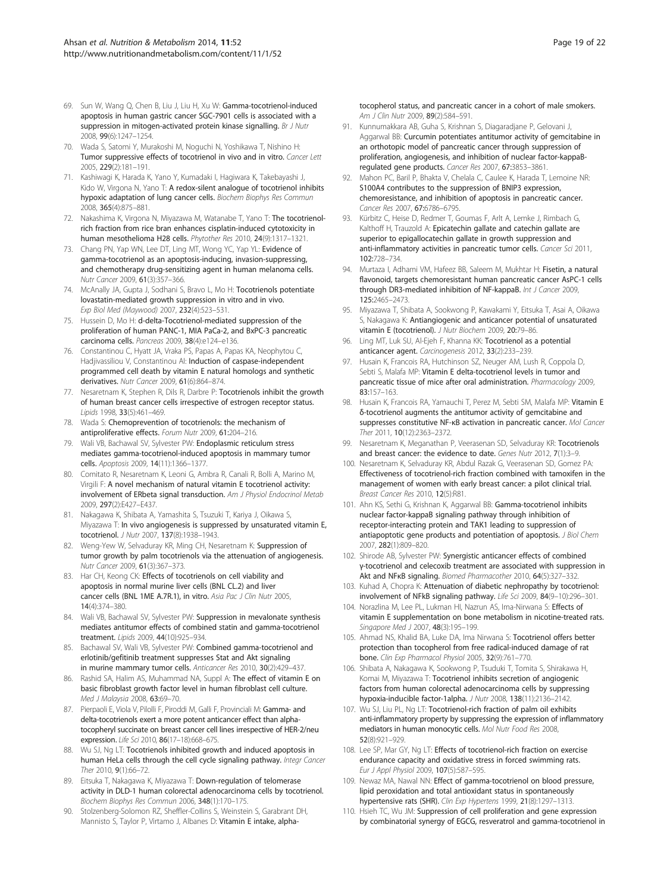69. Sun W, Wang Q, Chen B, Liu J, Liu H, Xu W: **Gamma-tocotrienol-induced apoptosis in human gastric cancer SGC-7901 cells is associated with a suppression in mitogen-activated protein kinase signalling.** *Br J Nutr* 2008, **99**(6):1247–1254.
70. Wada S, Satomi Y, Murakoshi M, Noguchi N, Yoshikawa T, Nishino H: **Tumor suppressive effects of tocotrienol in vivo and in vitro.** *Cancer Lett* 2005, **229**(2):181–191.
71. Kashiwagi K, Harada K, Yano Y, Kumadaki I, Hagiwara K, Takebayashi J, Kido W, Virgona N, Yano T: **A redox-silent analogue of tocotrienol inhibits hypoxic adaptation of lung cancer cells.** *Biochem Biophys Res Commun* 2008, **365**(4):875–881.
72. Nakashima K, Virgona N, Miyazawa M, Watanabe T, Yano T: **The tocotrienol-rich fraction from rice bran enhances cisplatin-induced cytotoxicity in human mesothelioma H28 cells.** *Phytother Res* 2010, **24**(9):1317–1321.
73. Chang PN, Yap WN, Lee DT, Ling MT, Wong YC, Yap YL: **Evidence of gamma-tocotrienol as an apoptosis-inducing, invasion-suppressing, and chemotherapy drug-sensitizing agent in human melanoma cells.** *Nutr Cancer* 2009, **61**(3):357–366.
74. McAnally JA, Gupta J, Sodhani S, Bravo L, Mo H: **Tocotrienols potentiate lovastatin-mediated growth suppression in vitro and in vivo.** *Exp Biol Med (Maywood)* 2007, **232**(4):523–531.
75. Hussein D, Mo H: **d-delta-Tocotrienol-mediated suppression of the proliferation of human PANC-1, MIA PaCa-2, and BxPC-3 pancreatic carcinoma cells.** *Pancreas* 2009, **38**(4):e124–e136.
76. Constantinou C, Hyatt JA, Vraka PS, Papas A, Papas KA, Neophytou C, Hadjivassiliou V, Constantinou AI: **Induction of caspase-independent programmed cell death by vitamin E natural homologs and synthetic derivatives.** *Nutr Cancer* 2009, **61**(6):864–874.
77. Nesaretnam K, Stephen R, Dils R, Darbre P: **Tocotrienols inhibit the growth of human breast cancer cells irrespective of estrogen receptor status.** *Lipids* 1998, **33**(5):461–469.
78. Wada S: **Chemoprevention of tocotrienols: the mechanism of antiproliferative effects.** *Forum Nutr* 2009, **61**:204–216.
79. Wali VB, Bachawal SV, Sylvester PW: **Endoplasmic reticulum stress mediates gamma-tocotrienol-induced apoptosis in mammary tumor cells.** *Apoptosis* 2009, **14**(11):1366–1377.
80. Comitato R, Nesaretnam K, Leoni G, Ambra R, Canali R, Bolli A, Marino M, Virgili F: **A novel mechanism of natural vitamin E tocotrienol activity: involvement of ERbeta signal transduction.** *Am J Physiol Endocrinol Metab* 2009, **297**(2):E427–E437.
81. Nakagawa K, Shibata A, Yamashita S, Tsuzuki T, Kariya J, Oikawa S, Miyazawa T: **In vivo angiogenesis is suppressed by unsaturated vitamin E, tocotrienol.** *J Nutr* 2007, **137**(8):1938–1943.
82. Weng-Yew W, Selvaduray KR, Ming CH, Nesaretnam K: **Suppression of tumor growth by palm tocotrienols via the attenuation of angiogenesis.** *Nutr Cancer* 2009, **61**(3):367–373.
83. Har CH, Keong CK: **Effects of tocotrienols on cell viability and apoptosis in normal murine liver cells (BNL CL.2) and liver cancer cells (BNL 1ME A.7R.1), in vitro.** *Asia Pac J Clin Nutr* 2005, **14**(4):374–380.
84. Wali VB, Bachawal SV, Sylvester PW: **Suppression in mevalonate synthesis mediates antitumor effects of combined statin and gamma-tocotrienol treatment.** *Lipids* 2009, **44**(10):925–934.
85. Bachawal SV, Wali VB, Sylvester PW: **Combined gamma-tocotrienol and erlotinib/gefitinib treatment suppresses Stat and Akt signaling in murine mammary tumor cells.** *Anticancer Res* 2010, **30**(2):429–437.
86. Rashid SA, Halim AS, Muhammad NA, Suppl A: **The effect of vitamin E on basic fibroblast growth factor level in human fibroblast cell culture.** *Med J Malaysia* 2008, **63**:69–70.
87. Pierpaoli E, Viola V, Pilolli F, Piroddi M, Galli F, Provinciali M: **Gamma- and delta-tocotrienols exert a more potent anticancer effect than alpha-tocopheryl succinate on breast cancer cell lines irrespective of HER-2/neu expression.** *Life Sci* 2010, **86**(17–18):668–675.
88. Wu SJ, Ng LT: **Tocotrienols inhibited growth and induced apoptosis in human HeLa cells through the cell cycle signaling pathway.** *Integr Cancer Ther* 2010, **9**(1):66–72.
89. Eitsuka T, Nakagawa K, Miyazawa T: **Down-regulation of telomerase activity in DLD-1 human colorectal adenocarcinoma cells by tocotrienol.** *Biochem Biophys Res Commun* 2006, **348**(1):170–175.
90. Stolzenberg-Solomon RZ, Sheffler-Collins S, Weinstein S, Garabrant DH, Mannisto S, Taylor P, Virtamo J, Albanes D: **Vitamin E intake, alpha-tocopherol status, and pancreatic cancer in a cohort of male smokers.** *Am J Clin Nutr* 2009, **89**(2):584–591.
91. Kunnumakkara AB, Guha S, Krishnan S, Diagaradjane P, Gelovani J, Aggarwal BB: **Curcumin potentiates antitumor activity of gemcitabine in an orthotopic model of pancreatic cancer through suppression of proliferation, angiogenesis, and inhibition of nuclear factor-kappaB-regulated gene products.** *Cancer Res* 2007, **67**:3853–3861.
92. Mahon PC, Baril P, Bhakta V, Chelala C, Caulee K, Harada T, Lemoine NR: **S100A4 contributes to the suppression of BNIP3 expression, chemoresistance, and inhibition of apoptosis in pancreatic cancer.** *Cancer Res* 2007, **67**:6786–6795.
93. Kürbitz C, Heise D, Redmer T, Goumas F, Arlt A, Lemke J, Rimbach G, Kalthoff H, Trauzold A: **Epicatechin gallate and catechin gallate are superior to epigallocatechin gallate in growth suppression and anti-inflammatory activities in pancreatic tumor cells.** *Cancer Sci* 2011, **102**:728–734.
94. Murtaza I, Adhami VM, Hafeez BB, Saleem M, Mukhtar H: **Fisetin, a natural flavonoid, targets chemoresistant human pancreatic cancer AsPC-1 cells through DR3-mediated inhibition of NF-kappaB.** *Int J Cancer* 2009, **125**:2465–2473.
95. Miyazawa T, Shibata A, Sookwong P, Kawakami Y, Eitsuka T, Asai A, Oikawa S, Nakagawa K: **Antiangiogenic and anticancer potential of unsaturated vitamin E (tocotrienol).** *J Nutr Biochem* 2009, **20**:79–86.
96. Ling MT, Luk SU, Al-Ejeh F, Khanna KK: **Tocotrienol as a potential anticancer agent.** *Carcinogenesis* 2012, **33**(2):233–239.
97. Husain K, Francois RA, Hutchinson SZ, Neuger AM, Lush R, Coppola D, Sebti S, Malafa MP: **Vitamin E delta-tocotrienol levels in tumor and pancreatic tissue of mice after oral administration.** *Pharmacology* 2009, **83**:157–163.
98. Husain K, Francois RA, Yamauchi T, Perez M, Sebti SM, Malafa MP: **Vitamin E δ-tocotrienol augments the antitumor activity of gemcitabine and suppresses constitutive NF-κB activation in pancreatic cancer.** *Mol Cancer Ther* 2011, **10**(12):2363–2372.
99. Nesaretnam K, Meganathan P, Veerasenan SD, Selvaduray KR: **Tocotrienols and breast cancer: the evidence to date.** *Genes Nutr* 2012, **7**(1):3–9.
100. Nesaretnam K, Selvaduray KR, Abdul Razak G, Veerasenan SD, Gomez PA: **Effectiveness of tocotrienol-rich fraction combined with tamoxifen in the management of women with early breast cancer: a pilot clinical trial.** *Breast Cancer Res* 2010, **12**(5):R81.
101. Ahn KS, Sethi G, Krishnan K, Aggarwal BB: **Gamma-tocotrienol inhibits nuclear factor-kappaB signaling pathway through inhibition of receptor-interacting protein and TAK1 leading to suppression of antiapoptotic gene products and potentiation of apoptosis.** *J Biol Chem* 2007, **282**(1):809–820.
102. Shirode AB, Sylvester PW: **Synergistic anticancer effects of combined γ-tocotrienol and celecoxib treatment are associated with suppression in Akt and NFκB signaling.** *Biomed Pharmacother* 2010, **64**(5):327–332.
103. Kuhad A, Chopra K: **Attenuation of diabetic nephropathy by tocotrienol: involvement of NFkB signaling pathway.** *Life Sci* 2009, **84**(9–10):296–301.
104. Norazlina M, Lee PL, Lukman HI, Nazrun AS, Ima-Nirwana S: **Effects of vitamin E supplementation on bone metabolism in nicotine-treated rats.** *Singapore Med J* 2007, **48**(3):195–199.
105. Ahmad NS, Khalid BA, Luke DA, Ima Nirwana S: **Tocotrienol offers better protection than tocopherol from free radical-induced damage of rat bone.** *Clin Exp Pharmacol Physiol* 2005, **32**(9):761–770.
106. Shibata A, Nakagawa K, Sookwong P, Tsuduki T, Tomita S, Shirakawa H, Komai M, Miyazawa T: **Tocotrienol inhibits secretion of angiogenic factors from human colorectal adenocarcinoma cells by suppressing hypoxia-inducible factor-1alpha.** *J Nutr* 2008, **138**(11):2136–2142.
107. Wu SJ, Liu PL, Ng LT: **Tocotrienol-rich fraction of palm oil exhibits anti-inflammatory property by suppressing the expression of inflammatory mediators in human monocytic cells.** *Mol Nutr Food Res* 2008, **52**(8):921–929.
108. Lee SP, Mar GY, Ng LT: **Effects of tocotrienol-rich fraction on exercise endurance capacity and oxidative stress in forced swimming rats.** *Eur J Appl Physiol* 2009, **107**(5):587–595.
109. Newaz MA, Nawal NN: **Effect of gamma-tocotrienol on blood pressure, lipid peroxidation and total antioxidant status in spontaneously hypertensive rats (SHR).** *Clin Exp Hypertens* 1999, **21**(8):1297–1313.
110. Hsieh TC, Wu JM: **Suppression of cell proliferation and gene expression by combinatorial synergy of EGCG, resveratrol and gamma-tocotrienol in**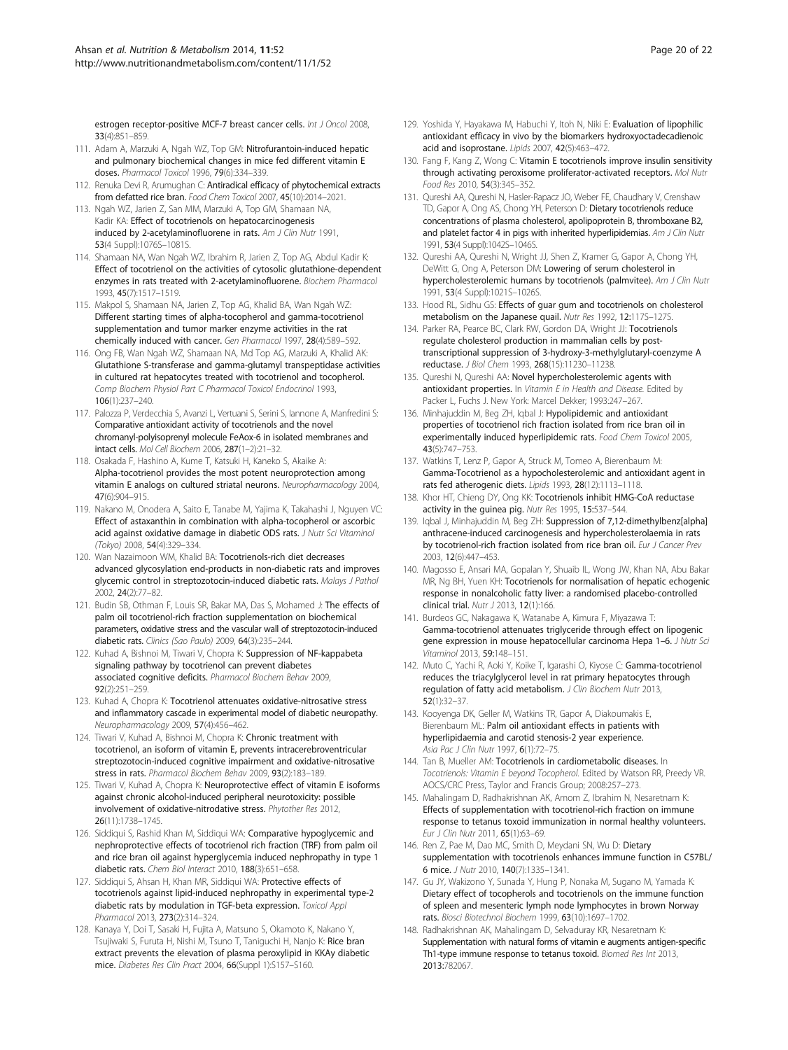estrogen receptor-positive MCF-7 breast cancer cells. *Int J Oncol* 2008, 33(4):851–859.

111. Adam A, Marzuki A, Ngah WZ, Top GM: **Nitrofurantoin-induced hepatic and pulmonary biochemical changes in mice fed different vitamin E doses.** *Pharmacol Toxicol* 1996, 79(6):334–339.
112. Renuka Devi R, Arumughan C: **Antiradical efficacy of phytochemical extracts from defatted rice bran.** *Food Chem Toxicol* 2007, 45(10):2014–2021.
113. Ngah WZ, Jarien Z, San MM, Marzuki A, Top GM, Shamaan NA, Kadir KA: **Effect of tocotrienols on hepatocarcinogenesis induced by 2-acetylaminofluorene in rats.** *Am J Clin Nutr* 1991, 53(4 Suppl):1076S–1081S.
114. Shamaan NA, Wan Ngah WZ, Ibrahim R, Jarien Z, Top AG, Abdul Kadir K: **Effect of tocotrienol on the activities of cytosolic glutathione-dependent enzymes in rats treated with 2-acetylaminofluorene.** *Biochem Pharmacol* 1993, 45(7):1517–1519.
115. Makpol S, Shamaan NA, Jarien Z, Top AG, Khalid BA, Wan Ngah WZ: **Different starting times of alpha-tocopherol and gamma-tocotrienol supplementation and tumor marker enzyme activities in the rat chemically induced with cancer.** *Gen Pharmacol* 1997, 28(4):589–592.
116. Ong FB, Wan Ngah WZ, Shamaan NA, Md Top AG, Marzuki A, Khalid AK: **Glutathione S-transferase and gamma-glutamyl transpeptidase activities in cultured rat hepatocytes treated with tocotrienol and tocopherol.** *Comp Biochem Physiol Part C Pharmacol Toxicol Endocrinol* 1993, 106(1):237–240.
117. Palozza P, Verdecchia S, Avanzi L, Vertuani S, Serini S, Iannone A, Manfredini S: **Comparative antioxidant activity of tocotrienols and the novel chromanyl-polyisoprenyl molecule FeAox-6 in isolated membranes and intact cells.** *Mol Cell Biochem* 2006, 287(1–2):21–32.
118. Osakada F, Hashino A, Kume T, Katsuki H, Kaneko S, Akaike A: **Alpha-tocotrienol provides the most potent neuroprotection among vitamin E analogs on cultured striatal neurons.** *Neuropharmacology* 2004, 47(6):904–915.
119. Nakano M, Onodera A, Saito E, Tanabe M, Yajima K, Takahashi J, Nguyen VC: **Effect of astaxanthin in combination with alpha-tocopherol or ascorbic acid against oxidative damage in diabetic ODS rats.** *J Nutr Sci Vitaminol (Tokyo)* 2008, 54(4):329–334.
120. Wan Nazaimoon WM, Khalid BA: **Tocotrienols-rich diet decreases advanced glycosylation end-products in non-diabetic rats and improves glycemic control in streptozotocin-induced diabetic rats.** *Malays J Pathol* 2002, 24(2):77–82.
121. Budin SB, Othman F, Louis SR, Bakar MA, Das S, Mohamed J: **The effects of palm oil tocotrienol-rich fraction supplementation on biochemical parameters, oxidative stress and the vascular wall of streptozotocin-induced diabetic rats.** *Clinics (Sao Paulo)* 2009, 64(3):235–244.
122. Kuhad A, Bishnoi M, Tiwari V, Chopra K: **Suppression of NF-kappabeta signaling pathway by tocotrienol can prevent diabetes associated cognitive deficits.** *Pharmacol Biochem Behav* 2009, 92(2):251–259.
123. Kuhad A, Chopra K: **Tocotrienol attenuates oxidative-nitrosative stress and inflammatory cascade in experimental model of diabetic neuropathy.** *Neuropharmacology* 2009, 57(4):456–462.
124. Tiwari V, Kuhad A, Bishnoi M, Chopra K: **Chronic treatment with tocotrienol, an isoform of vitamin E, prevents intracerebroventricular streptozotocin-induced cognitive impairment and oxidative-nitrosative stress in rats.** *Pharmacol Biochem Behav* 2009, 93(2):183–189.
125. Tiwari V, Kuhad A, Chopra K: **Neuroprotective effect of vitamin E isoforms against chronic alcohol-induced peripheral neurotoxicity: possible involvement of oxidative-nitrodative stress.** *Phytother Res* 2012, 26(11):1738–1745.
126. Siddiqui S, Rashid Khan M, Siddiqui WA: **Comparative hypoglycemic and nephroprotective effects of tocotrienol rich fraction (TRF) from palm oil and rice bran oil against hyperglycemia induced nephropathy in type 1 diabetic rats.** *Chem Biol Interact* 2010, 188(3):651–658.
127. Siddiqui S, Ahsan H, Khan MR, Siddiqui WA: **Protective effects of tocotrienols against lipid-induced nephropathy in experimental type-2 diabetic rats by modulation in TGF-beta expression.** *Toxicol Appl Pharmacol* 2013, 273(2):314–324.
128. Kanaya Y, Doi T, Sasaki H, Fujita A, Matsuno S, Okamoto K, Nakano Y, Tsujiwaki S, Furuta H, Nishi M, Tsuno T, Taniguchi H, Nanjo K: **Rice bran extract prevents the elevation of plasma peroxylipid in KKAy diabetic mice.** *Diabetes Res Clin Pract* 2004, 66(Suppl 1):S157–S160.
129. Yoshida Y, Hayakawa M, Habuchi Y, Itoh N, Niki E: **Evaluation of lipophilic antioxidant efficacy in vivo by the biomarkers hydroxyoctadecadienoic acid and isoprostane.** *Lipids* 2007, 42(5):463–472.
130. Fang F, Kang Z, Wong C: **Vitamin E tocotrienols improve insulin sensitivity through activating peroxisome proliferator-activated receptors.** *Mol Nutr Food Res* 2010, 54(3):345–352.
131. Qureshi AA, Qureshi N, Hasler-Rapacz JO, Weber FE, Chaudhary V, Crenshaw TD, Gapor A, Ong AS, Chong YH, Peterson D: **Dietary tocotrienols reduce concentrations of plasma cholesterol, apolipoprotein B, thromboxane B2, and platelet factor 4 in pigs with inherited hyperlipidemias.** *Am J Clin Nutr* 1991, 53(4 Suppl):1042S–1046S.
132. Qureshi AA, Qureshi N, Wright JJ, Shen Z, Kramer G, Gapor A, Chong YH, DeWitt G, Ong A, Peterson DM: **Lowering of serum cholesterol in hypercholesterolemic humans by tocotrienols (palmvitee).** *Am J Clin Nutr* 1991, 53(4 Suppl):1021S–1026S.
133. Hood RL, Sidhu GS: **Effects of guar gum and tocotrienols on cholesterol metabolism on the Japanese quail.** *Nutr Res* 1992, 12:117S–127S.
134. Parker RA, Pearce BC, Clark RW, Gordon DA, Wright JJ: **Tocotrienols regulate cholesterol production in mammalian cells by post-transcriptional suppression of 3-hydroxy-3-methylglutaryl-coenzyme A reductase.** *J Biol Chem* 1993, 268(15):11230–11238.
135. Qureshi N, Qureshi AA: **Novel hypercholesterolemic agents with antioxidant properties.** In *Vitamin E in Health and Disease.* Edited by Packer L, Fuchs J. New York: Marcel Dekker; 1993:247–267.
136. Minhajuddin M, Beg ZH, Iqbal J: **Hypolipidemic and antioxidant properties of tocotrienol rich fraction isolated from rice bran oil in experimentally induced hyperlipidemic rats.** *Food Chem Toxicol* 2005, 43(5):747–753.
137. Watkins T, Lenz P, Gapor A, Struck M, Tomeo A, Bierenbaum M: **Gamma-Tocotrienol as a hypocholesterolemic and antioxidant agent in rats fed atherogenic diets.** *Lipids* 1993, 28(12):1113–1118.
138. Khor HT, Chieng DY, Ong KK: **Tocotrienols inhibit HMG-CoA reductase activity in the guinea pig.** *Nutr Res* 1995, 15:537–544.
139. Iqbal J, Minhajuddin M, Beg ZH: **Suppression of 7,12-dimethylbenz[alpha] anthracene-induced carcinogenesis and hypercholesterolaemia in rats by tocotrienol-rich fraction isolated from rice bran oil.** *Eur J Cancer Prev* 2003, 12(6):447–453.
140. Magosso E, Ansari MA, Gopalan Y, Shuaib IL, Wong JW, Khan NA, Abu Bakar MR, Ng BH, Yuen KH: **Tocotrienols for normalisation of hepatic echogenic response in nonalcoholic fatty liver: a randomised placebo-controlled clinical trial.** *Nutr J* 2013, 12(1):166.
141. Burdeos GC, Nakagawa K, Watanabe A, Kimura F, Miyazawa T: **Gamma-tocotrienol attenuates triglyceride through effect on lipogenic gene expression in mouse hepatocellular carcinoma Hepa 1–6.** *J Nutr Sci Vitaminol* 2013, 59:148–151.
142. Muto C, Yachi R, Aoki Y, Koike T, Igarashi O, Kiyose C: **Gamma-tocotrienol reduces the triacylglycerol level in rat primary hepatocytes through regulation of fatty acid metabolism.** *J Clin Biochem Nutr* 2013, 52(1):32–37.
143. Kooyenga DK, Geller M, Watkins TR, Gapor A, Diakoumakis E, Bierenbaum ML: **Palm oil antioxidant effects in patients with hyperlipidaemia and carotid stenosis-2 year experience.** *Asia Pac J Clin Nutr* 1997, 6(1):72–75.
144. Tan B, Mueller AM: **Tocotrienols in cardiometabolic diseases.** In *Tocotrienols: Vitamin E beyond Tocopherol.* Edited by Watson RR, Preedy VR. AOCS/CRC Press, Taylor and Francis Group; 2008:257–273.
145. Mahalingam D, Radhakrishnan AK, Amom Z, Ibrahim N, Nesaretnam K: **Effects of supplementation with tocotrienol-rich fraction on immune response to tetanus toxoid immunization in normal healthy volunteers.** *Eur J Clin Nutr* 2011, 65(1):63–69.
146. Ren Z, Pae M, Dao MC, Smith D, Meydani SN, Wu D: **Dietary supplementation with tocotrienols enhances immune function in C57BL/6 mice.** *J Nutr* 2010, 140(7):1335–1341.
147. Gu JY, Wakizono Y, Sunada Y, Hung P, Nonaka M, Sugano M, Yamada K: **Dietary effect of tocopherols and tocotrienols on the immune function of spleen and mesenteric lymph node lymphocytes in brown Norway rats.** *Biosci Biotechnol Biochem* 1999, 63(10):1697–1702.
148. Radhakrishnan AK, Mahalingam D, Selvaduray KR, Nesaretnam K: **Supplementation with natural forms of vitamin e augments antigen-specific Th1-type immune response to tetanus toxoid.** *Biomed Res Int* 2013, 2013:782067.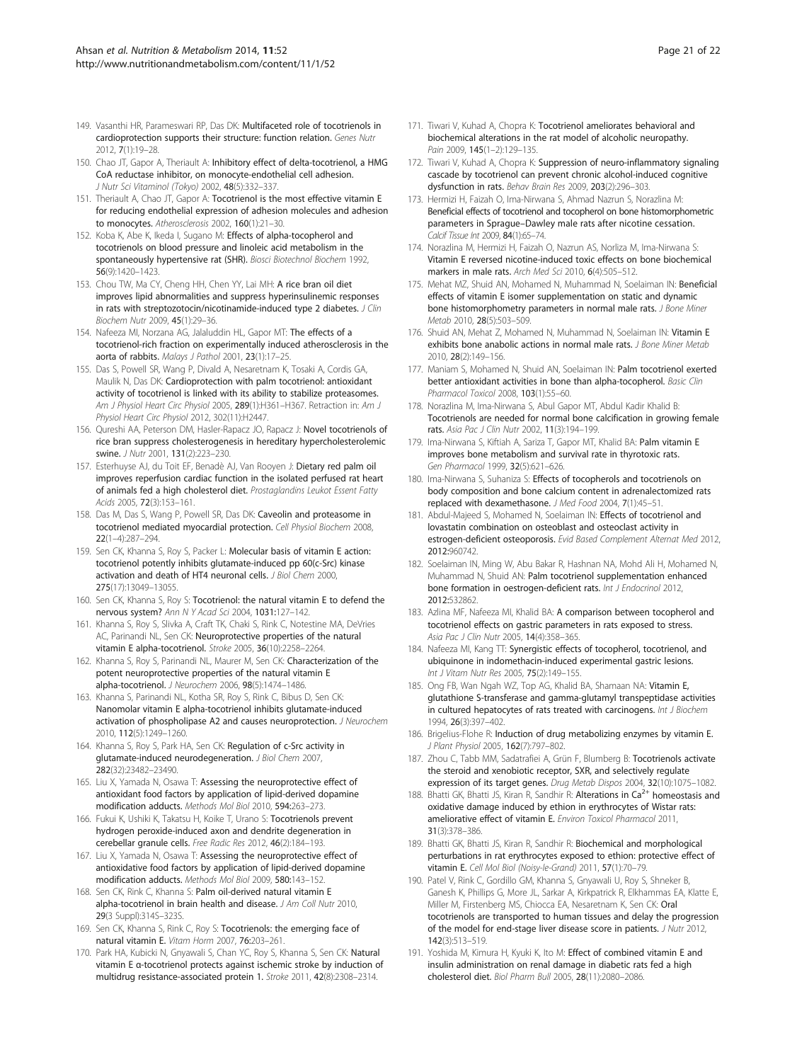149. Vasanthi HR, Parameswari RP, Das DK: **Multifaceted role of tocotrienols in cardioprotection supports their structure: function relation.** *Genes Nutr* 2012, **7**(1):19–28.
150. Chao JT, Gapor A, Theriault A: **Inhibitory effect of delta-tocotrienol, a HMG CoA reductase inhibitor, on monocyte-endothelial cell adhesion.** *J Nutr Sci Vitaminol (Tokyo)* 2002, **48**(5):332–337.
151. Theriault A, Chao JT, Gapor A: **Tocotrienol is the most effective vitamin E for reducing endothelial expression of adhesion molecules and adhesion to monocytes.** *Atherosclerosis* 2002, **160**(1):21–30.
152. Koba K, Abe K, Ikeda I, Sugano M: **Effects of alpha-tocopherol and tocotrienols on blood pressure and linoleic acid metabolism in the spontaneously hypertensive rat (SHR).** *Biosci Biotechnol Biochem* 1992, **56**(9):1420–1423.
153. Chou TW, Ma CY, Cheng HH, Chen YY, Lai MH: **A rice bran oil diet improves lipid abnormalities and suppress hyperinsulinemic responses in rats with streptozotocin/nicotinamide-induced type 2 diabetes.** *J Clin Biochem Nutr* 2009, **45**(1):29–36.
154. Nafeeza MI, Norzana AG, Jalaluddin HL, Gapor MT: **The effects of a tocotrienol-rich fraction on experimentally induced atherosclerosis in the aorta of rabbits.** *Malays J Pathol* 2001, **23**(1):17–25.
155. Das S, Powell SR, Wang P, Divald A, Nesaretnam K, Tosaki A, Cordis GA, Maulik N, Das DK: **Cardioprotection with palm tocotrienol: antioxidant activity of tocotrienol is linked with its ability to stabilize proteasomes.** *Am J Physiol Heart Circ Physiol* 2005, **289**(1):H361–H367. Retraction in: *Am J Physiol Heart Circ Physiol* 2012, 302(11):H2447.
156. Qureshi AA, Peterson DM, Hasler-Rapacz JO, Rapacz J: **Novel tocotrienols of rice bran suppress cholesterogenesis in hereditary hypercholesterolemic swine.** *J Nutr* 2001, **131**(2):223–230.
157. Esterhuyse AJ, du Toit EF, Benadè AJ, Van Rooyen J: **Dietary red palm oil improves reperfusion cardiac function in the isolated perfused rat heart of animals fed a high cholesterol diet.** *Prostaglandins Leukot Essent Fatty Acids* 2005, **72**(3):153–161.
158. Das M, Das S, Wang P, Powell SR, Das DK: **Caveolin and proteasome in tocotrienol mediated myocardial protection.** *Cell Physiol Biochem* 2008, **22**(1–4):287–294.
159. Sen CK, Khanna S, Roy S, Packer L: **Molecular basis of vitamin E action: tocotrienol potently inhibits glutamate-induced pp 60(c-Src) kinase activation and death of HT4 neuronal cells.** *J Biol Chem* 2000, **275**(17):13049–13055.
160. Sen CK, Khanna S, Roy S: **Tocotrienol: the natural vitamin E to defend the nervous system?** *Ann N Y Acad Sci* 2004, **1031**:127–142.
161. Khanna S, Roy S, Slivka A, Craft TK, Chaki S, Rink C, Notestine MA, DeVries AC, Parinandi NL, Sen CK: **Neuroprotective properties of the natural vitamin E alpha-tocotrienol.** *Stroke* 2005, **36**(10):2258–2264.
162. Khanna S, Roy S, Parinandi NL, Maurer M, Sen CK: **Characterization of the potent neuroprotective properties of the natural vitamin E alpha-tocotrienol.** *J Neurochem* 2006, **98**(5):1474–1486.
163. Khanna S, Parinandi NL, Kotha SR, Roy S, Rink C, Bibus D, Sen CK: **Nanomolar vitamin E alpha-tocotrienol inhibits glutamate-induced activation of phospholipase A2 and causes neuroprotection.** *J Neurochem* 2010, **112**(5):1249–1260.
164. Khanna S, Roy S, Park HA, Sen CK: **Regulation of c-Src activity in glutamate-induced neurodegeneration.** *J Biol Chem* 2007, **282**(32):23482–23490.
165. Liu X, Yamada N, Osawa T: **Assessing the neuroprotective effect of antioxidant food factors by application of lipid-derived dopamine modification adducts.** *Methods Mol Biol* 2010, **594**:263–273.
166. Fukui K, Ushiki K, Takatsu H, Koike T, Urano S: **Tocotrienols prevent hydrogen peroxide-induced axon and dendrite degeneration in cerebellar granule cells.** *Free Radic Res* 2012, **46**(2):184–193.
167. Liu X, Yamada N, Osawa T: **Assessing the neuroprotective effect of antioxidative food factors by application of lipid-derived dopamine modification adducts.** *Methods Mol Biol* 2009, **580**:143–152.
168. Sen CK, Rink C, Khanna S: **Palm oil-derived natural vitamin E alpha-tocotrienol in brain health and disease.** *J Am Coll Nutr* 2010, **29**(3 Suppl):314S–323S.
169. Sen CK, Khanna S, Rink C, Roy S: **Tocotrienols: the emerging face of natural vitamin E.** *Vitam Horm* 2007, **76**:203–261.
170. Park HA, Kubicki N, Gnyawali S, Chan YC, Roy S, Khanna S, Sen CK: **Natural vitamin E α-tocotrienol protects against ischemic stroke by induction of multidrug resistance-associated protein 1.** *Stroke* 2011, **42**(8):2308–2314.
171. Tiwari V, Kuhad A, Chopra K: **Tocotrienol ameliorates behavioral and biochemical alterations in the rat model of alcoholic neuropathy.** *Pain* 2009, **145**(1–2):129–135.
172. Tiwari V, Kuhad A, Chopra K: **Suppression of neuro-inflammatory signaling cascade by tocotrienol can prevent chronic alcohol-induced cognitive dysfunction in rats.** *Behav Brain Res* 2009, **203**(2):296–303.
173. Hermizi H, Faizah O, Ima-Nirwana S, Ahmad Nazrun S, Norazlina M: **Beneficial effects of tocotrienol and tocopherol on bone histomorphometric parameters in Sprague–Dawley male rats after nicotine cessation.** *Calcif Tissue Int* 2009, **84**(1):65–74.
174. Norazlina M, Hermizi H, Faizah O, Nazrun AS, Norliza M, Ima-Nirwana S: **Vitamin E reversed nicotine-induced toxic effects on bone biochemical markers in male rats.** *Arch Med Sci* 2010, **6**(4):505–512.
175. Mehat MZ, Shuid AN, Mohamed N, Muhammad N, Soelaiman IN: **Beneficial effects of vitamin E isomer supplementation on static and dynamic bone histomorphometry parameters in normal male rats.** *J Bone Miner Metab* 2010, **28**(5):503–509.
176. Shuid AN, Mehat Z, Mohamed N, Muhammad N, Soelaiman IN: **Vitamin E exhibits bone anabolic actions in normal male rats.** *J Bone Miner Metab* 2010, **28**(2):149–156.
177. Maniam S, Mohamed N, Shuid AN, Soelaiman IN: **Palm tocotrienol exerted better antioxidant activities in bone than alpha-tocopherol.** *Basic Clin Pharmacol Toxicol* 2008, **103**(1):55–60.
178. Norazlina M, Ima-Nirwana S, Abul Gapor MT, Abdul Kadir Khalid B: **Tocotrienols are needed for normal bone calcification in growing female rats.** *Asia Pac J Clin Nutr* 2002, **11**(3):194–199.
179. Ima-Nirwana S, Kiftiah A, Sariza T, Gapor MT, Khalid BA: **Palm vitamin E improves bone metabolism and survival rate in thyrotoxic rats.** *Gen Pharmacol* 1999, **32**(5):621–626.
180. Ima-Nirwana S, Suhaniza S: **Effects of tocopherols and tocotrienols on body composition and bone calcium content in adrenalectomized rats replaced with dexamethasone.** *J Med Food* 2004, **7**(1):45–51.
181. Abdul-Majeed S, Mohamed N, Soelaiman IN: **Effects of tocotrienol and lovastatin combination on osteoblast and osteoclast activity in estrogen-deficient osteoporosis.** *Evid Based Complement Alternat Med* 2012, **2012**:960742.
182. Soelaiman IN, Ming W, Abu Bakar R, Hashnan NA, Mohd Ali H, Mohamed N, Muhammad N, Shuid AN: **Palm tocotrienol supplementation enhanced bone formation in oestrogen-deficient rats.** *Int J Endocrinol* 2012, **2012**:532862.
183. Azlina MF, Nafeeza MI, Khalid BA: **A comparison between tocopherol and tocotrienol effects on gastric parameters in rats exposed to stress.** *Asia Pac J Clin Nutr* 2005, **14**(4):358–365.
184. Nafeeza MI, Kang TT: **Synergistic effects of tocopherol, tocotrienol, and ubiquinone in indomethacin-induced experimental gastric lesions.** *Int J Vitam Nutr Res* 2005, **75**(2):149–155.
185. Ong FB, Wan Ngah WZ, Top AG, Khalid BA, Shamaan NA: **Vitamin E, glutathione S-transferase and gamma-glutamyl transpeptidase activities in cultured hepatocytes of rats treated with carcinogens.** *Int J Biochem* 1994, **26**(3):397–402.
186. Brigelius-Flohe R: **Induction of drug metabolizing enzymes by vitamin E.** *J Plant Physiol* 2005, **162**(7):797–802.
187. Zhou C, Tabb MM, Sadatrafiei A, Grün F, Blumberg B: **Tocotrienols activate the steroid and xenobiotic receptor, SXR, and selectively regulate expression of its target genes.** *Drug Metab Dispos* 2004, **32**(10):1075–1082.
188. Bhatti GK, Bhatti JS, Kiran R, Sandhir R: **Alterations in $Ca^{2+}$ homeostasis and oxidative damage induced by ethion in erythrocytes of Wistar rats: ameliorative effect of vitamin E.** *Environ Toxicol Pharmacol* 2011, **31**(3):378–386.
189. Bhatti GK, Bhatti JS, Kiran R, Sandhir R: **Biochemical and morphological perturbations in rat erythrocytes exposed to ethion: protective effect of vitamin E.** *Cell Mol Biol (Noisy-le-Grand)* 2011, **57**(1):70–79.
190. Patel V, Rink C, Gordillo GM, Khanna S, Gnyawali U, Roy S, Shneker B, Ganesh K, Phillips G, More JL, Sarkar A, Kirkpatrick R, Elkhammas EA, Klatte E, Miller M, Firstenberg MS, Chiocca EA, Nesaretnam K, Sen CK: **Oral tocotrienols are transported to human tissues and delay the progression of the model for end-stage liver disease score in patients.** *J Nutr* 2012, **142**(3):513–519.
191. Yoshida M, Kimura H, Kyuki K, Ito M: **Effect of combined vitamin E and insulin administration on renal damage in diabetic rats fed a high cholesterol diet.** *Biol Pharm Bull* 2005, **28**(11):2080–2086.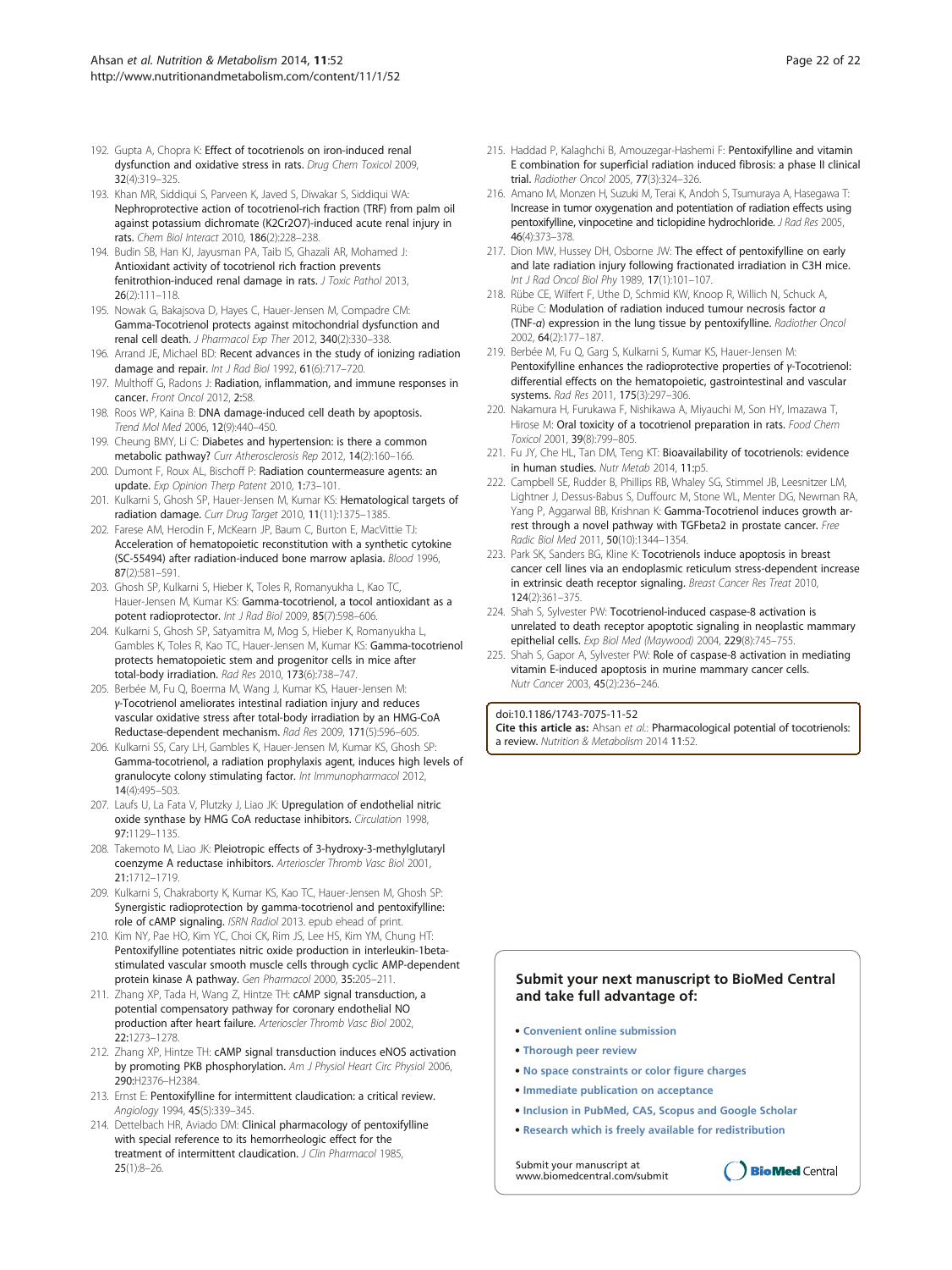192. Gupta A, Chopra K: **Effect of tocotrienols on iron-induced renal dysfunction and oxidative stress in rats.** *Drug Chem Toxicol* 2009, **32**(4):319–325.
193. Khan MR, Siddiqui S, Parveen K, Javed S, Diwakar S, Siddiqui WA: **Nephroprotective action of tocotrienol-rich fraction (TRF) from palm oil against potassium dichromate (K2Cr2O7)-induced acute renal injury in rats.** *Chem Biol Interact* 2010, **186**(2):228–238.
194. Budin SB, Han KJ, Jayusman PA, Taib IS, Ghazali AR, Mohamed J: **Antioxidant activity of tocotrienol rich fraction prevents fenitrothion-induced renal damage in rats.** *J Toxic Pathol* 2013, **26**(2):111–118.
195. Nowak G, Bakajsova D, Hayes C, Hauer-Jensen M, Compadre CM: **Gamma-Tocotrienol protects against mitochondrial dysfunction and renal cell death.** *J Pharmacol Exp Ther* 2012, **340**(2):330–338.
196. Arrand JE, Michael BD: **Recent advances in the study of ionizing radiation damage and repair.** *Int J Rad Biol* 1992, **61**(6):717–720.
197. Multhoff G, Radons J: **Radiation, inflammation, and immune responses in cancer.** *Front Oncol* 2012, **2**:58.
198. Roos WP, Kaina B: **DNA damage-induced cell death by apoptosis.** *Trend Mol Med* 2006, **12**(9):440–450.
199. Cheung BMY, Li C: **Diabetes and hypertension: is there a common metabolic pathway?** *Curr Atherosclerosis Rep* 2012, **14**(2):160–166.
200. Dumont F, Roux AL, Bischoff P: **Radiation countermeasure agents: an update.** *Exp Opinion Therp Patent* 2010, **1**:73–101.
201. Kulkarni S, Ghosh SP, Hauer-Jensen M, Kumar KS: **Hematological targets of radiation damage.** *Curr Drug Target* 2010, **11**(11):1375–1385.
202. Farese AM, Herodin F, McKearn JP, Baum C, Burton E, MacVittie TJ: **Acceleration of hematopoietic reconstitution with a synthetic cytokine (SC-55494) after radiation-induced bone marrow aplasia.** *Blood* 1996, **87**(2):581–591.
203. Ghosh SP, Kulkarni S, Hieber K, Toles R, Romanyukha L, Kao TC, Hauer-Jensen M, Kumar KS: **Gamma-tocotrienol, a tocol antioxidant as a potent radioprotector.** *Int J Rad Biol* 2009, **85**(7):598–606.
204. Kulkarni S, Ghosh SP, Satyamitra M, Mog S, Hieber K, Romanyukha L, Gambles K, Toles R, Kao TC, Hauer-Jensen M, Kumar KS: **Gamma-tocotrienol protects hematopoietic stem and progenitor cells in mice after total-body irradiation.** *Rad Res* 2010, **173**(6):738–747.
205. Berbée M, Fu Q, Boerma M, Wang J, Kumar KS, Hauer-Jensen M: **γ-Tocotrienol ameliorates intestinal radiation injury and reduces vascular oxidative stress after total-body irradiation by an HMG-CoA Reductase-dependent mechanism.** *Rad Res* 2009, **171**(5):596–605.
206. Kulkarni SS, Cary LH, Gambles K, Hauer-Jensen M, Kumar KS, Ghosh SP: **Gamma-tocotrienol, a radiation prophylaxis agent, induces high levels of granulocyte colony stimulating factor.** *Int Immunopharmacol* 2012, **14**(4):495–503.
207. Laufs U, La Fata V, Plutzky J, Liao JK: **Upregulation of endothelial nitric oxide synthase by HMG CoA reductase inhibitors.** *Circulation* 1998, **97**:1129–1135.
208. Takemoto M, Liao JK: **Pleiotropic effects of 3-hydroxy-3-methylglutaryl coenzyme A reductase inhibitors.** *Arterioscler Thromb Vasc Biol* 2001, **21**:1712–1719.
209. Kulkarni S, Chakraborty K, Kumar KS, Kao TC, Hauer-Jensen M, Ghosh SP: **Synergistic radioprotection by gamma-tocotrienol and pentoxifylline: role of cAMP signaling.** *ISRN Radiol* 2013. epub ehead of print.
210. Kim NY, Pae HO, Kim YC, Choi CK, Rim JS, Lee HS, Kim YM, Chung HT: **Pentoxifylline potentiates nitric oxide production in interleukin-1beta-stimulated vascular smooth muscle cells through cyclic AMP-dependent protein kinase A pathway.** *Gen Pharmacol* 2000, **35**:205–211.
211. Zhang XP, Tada H, Wang Z, Hintze TH: **cAMP signal transduction, a potential compensatory pathway for coronary endothelial NO production after heart failure.** *Arterioscler Thromb Vasc Biol* 2002, **22**:1273–1278.
212. Zhang XP, Hintze TH: **cAMP signal transduction induces eNOS activation by promoting PKB phosphorylation.** *Am J Physiol Heart Circ Physiol* 2006, **290**:H2376–H2384.
213. Ernst E: **Pentoxifylline for intermittent claudication: a critical review.** *Angiology* 1994, **45**(5):339–345.
214. Dettelbach HR, Aviado DM: **Clinical pharmacology of pentoxifylline with special reference to its hemorrheologic effect for the treatment of intermittent claudication.** *J Clin Pharmacol* 1985, **25**(1):8–26.
215. Haddad P, Kalaghchi B, Amouzegar-Hashemi F: **Pentoxifylline and vitamin E combination for superficial radiation induced fibrosis: a phase II clinical trial.** *Radiother Oncol* 2005, **77**(3):324–326.
216. Amano M, Monzen H, Suzuki M, Terai K, Andoh S, Tsumuraya A, Hasegawa T: **Increase in tumor oxygenation and potentiation of radiation effects using pentoxifylline, vinpocetine and ticlopidine hydrochloride.** *J Rad Res* 2005, **46**(4):373–378.
217. Dion MW, Hussey DH, Osborne JW: **The effect of pentoxifylline on early and late radiation injury following fractionated irradiation in C3H mice.** *Int J Rad Oncol Biol Phy* 1989, **17**(1):101–107.
218. Rübe CE, Wilfert F, Uthe D, Schmid KW, Knoop R, Willich N, Schuck A, Rübe C: **Modulation of radiation induced tumour necrosis factor α (TNF-α) expression in the lung tissue by pentoxifylline.** *Radiother Oncol* 2002, **64**(2):177–187.
219. Berbée M, Fu Q, Garg S, Kulkarni S, Kumar KS, Hauer-Jensen M: **Pentoxifylline enhances the radioprotective properties of γ-Tocotrienol: differential effects on the hematopoietic, gastrointestinal and vascular systems.** *Rad Res* 2011, **175**(3):297–306.
220. Nakamura H, Furukawa F, Nishikawa A, Miyauchi M, Son HY, Imazawa T, Hirose M: **Oral toxicity of a tocotrienol preparation in rats.** *Food Chem Toxicol* 2001, **39**(8):799–805.
221. Fu JY, Che HL, Tan DM, Teng KT: **Bioavailability of tocotrienols: evidence in human studies.** *Nutr Metab* 2014, **11**:p5.
222. Campbell SE, Rudder B, Phillips RB, Whaley SG, Stimmel JB, Leesnitzer LM, Lightner J, Dessus-Babus S, Duffourc M, Stone WL, Menter DG, Newman RA, Yang P, Aggarwal BB, Krishnan K: **Gamma-Tocotrienol induces growth arrest through a novel pathway with TGFbeta2 in prostate cancer.** *Free Radic Biol Med* 2011, **50**(10):1344–1354.
223. Park SK, Sanders BG, Kline K: **Tocotrienols induce apoptosis in breast cancer cell lines via an endoplasmic reticulum stress-dependent increase in extrinsic death receptor signaling.** *Breast Cancer Res Treat* 2010, **124**(2):361–375.
224. Shah S, Sylvester PW: **Tocotrienol-induced caspase-8 activation is unrelated to death receptor apoptotic signaling in neoplastic mammary epithelial cells.** *Exp Biol Med (Maywood)* 2004, **229**(8):745–755.
225. Shah S, Gapor A, Sylvester PW: **Role of caspase-8 activation in mediating vitamin E-induced apoptosis in murine mammary cancer cells.** *Nutr Cancer* 2003, **45**(2):236–246.

doi:10.1186/1743-7075-11-52
**Cite this article as:** Ahsan *et al.*: Pharmacological potential of tocotrienols: a review. *Nutrition & Metabolism* 2014 11:52.

**Submit your next manuscript to BioMed Central and take full advantage of:**

- **Convenient online submission**
- **Thorough peer review**
- **No space constraints or color figure charges**
- **Immediate publication on acceptance**
- **Inclusion in PubMed, CAS, Scopus and Google Scholar**
- **Research which is freely available for redistribution**

Submit your manuscript at
www.biomedcentral.com/submit

BioMed Central